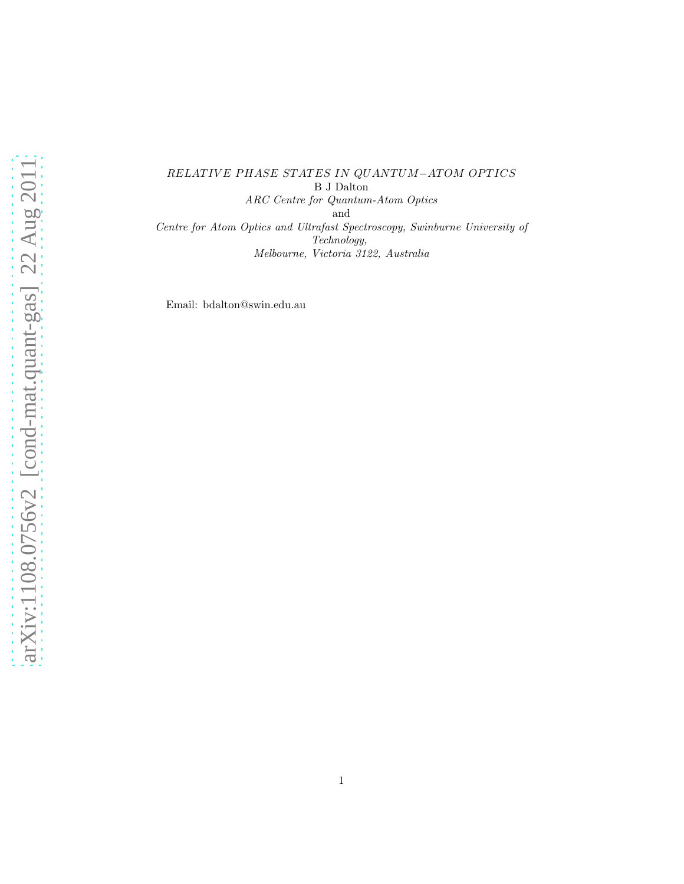*RELATIVE PHASE STATES IN QUANTUM−ATOM OPTICS*

B J Dalton

*ARC Centre for Quantum-Atom Optics*

and

*Centre for Atom Optics and Ultrafast Spectroscopy, Swinburne University of Technology,*

*Melbourne, Victoria 3122, Australia*

Email: bdalton@swin.edu.au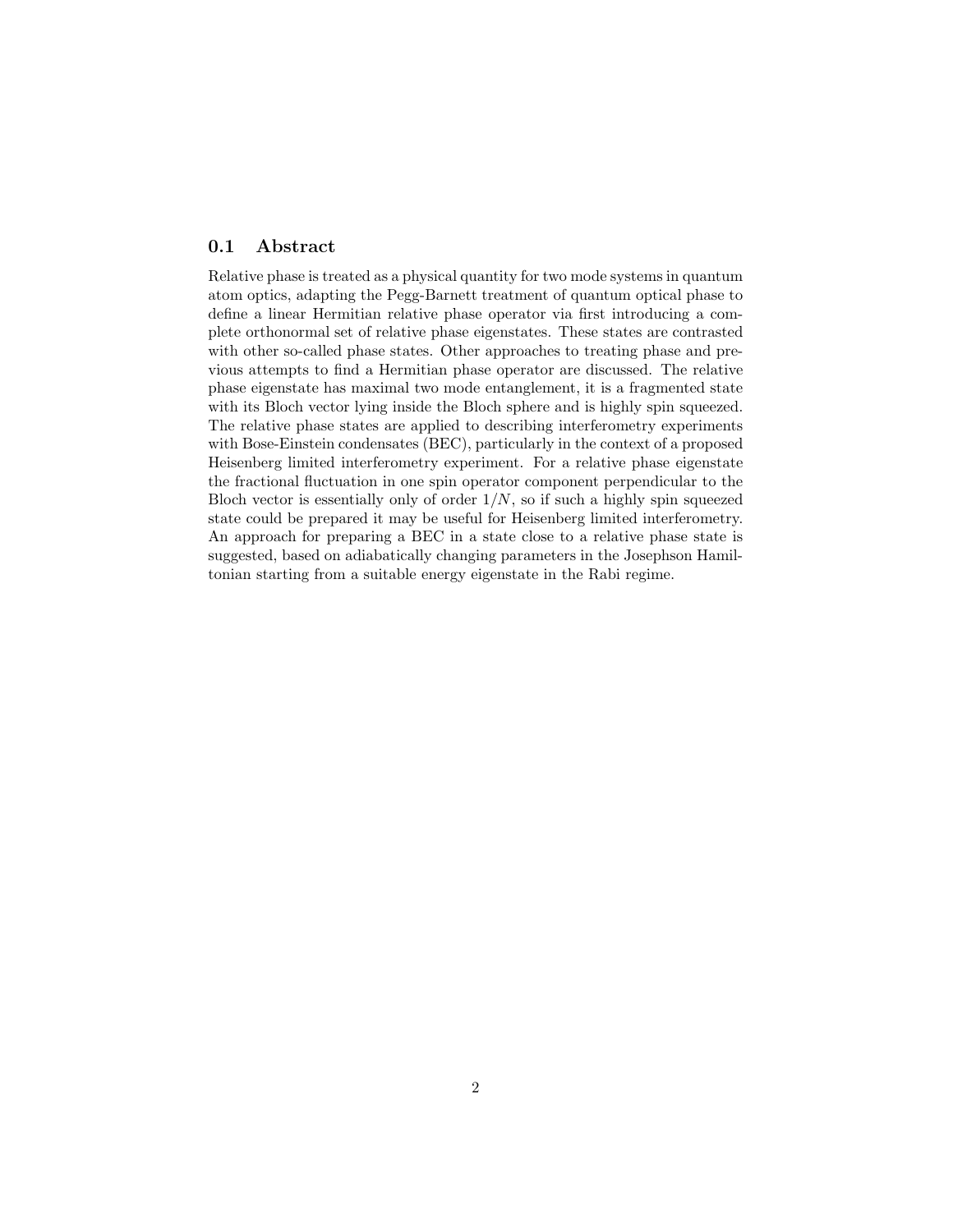## 0.1 Abstract

Relative phase is treated as a physical quantity for two mode systems in quantum atom optics, adapting the Pegg-Barnett treatment of quantum optical phase to define a linear Hermitian relative phase operator via first introducing a complete orthonormal set of relative phase eigenstates. These states are contrasted with other so-called phase states. Other approaches to treating phase and previous attempts to find a Hermitian phase operator are discussed. The relative phase eigenstate has maximal two mode entanglement, it is a fragmented state with its Bloch vector lying inside the Bloch sphere and is highly spin squeezed. The relative phase states are applied to describing interferometry experiments with Bose-Einstein condensates (BEC), particularly in the context of a proposed Heisenberg limited interferometry experiment. For a relative phase eigenstate the fractional fluctuation in one spin operator component perpendicular to the Bloch vector is essentially only of order $1/N$, so if such a highly spin squeezed state could be prepared it may be useful for Heisenberg limited interferometry. An approach for preparing a BEC in a state close to a relative phase state is suggested, based on adiabatically changing parameters in the Josephson Hamiltonian starting from a suitable energy eigenstate in the Rabi regime.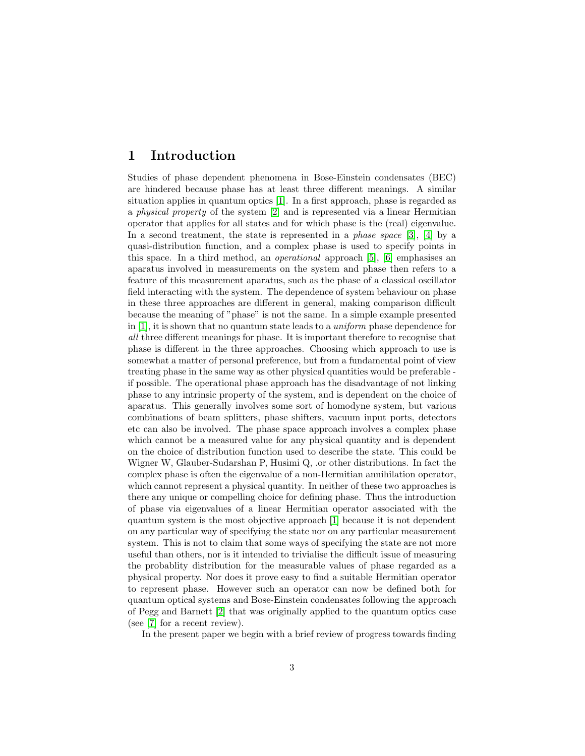# 1 Introduction

Studies of phase dependent phenomena in Bose-Einstein condensates (BEC) are hindered because phase has at least three different meanings. A similar situation applies in quantum optics [1]. In a first approach, phase is regarded as a *physical property* of the system [2] and is represented via a linear Hermitian operator that applies for all states and for which phase is the (real) eigenvalue. In a second treatment, the state is represented in a *phase space* [3], [4] by a quasi-distribution function, and a complex phase is used to specify points in this space. In a third method, an *operational* approach [5], [6] emphasises an aparatus involved in measurements on the system and phase then refers to a feature of this measurement aparatus, such as the phase of a classical oscillator field interacting with the system. The dependence of system behaviour on phase in these three approaches are different in general, making comparison difficult because the meaning of "phase" is not the same. In a simple example presented in [1], it is shown that no quantum state leads to a *uniform* phase dependence for *all* three different meanings for phase. It is important therefore to recognise that phase is different in the three approaches. Choosing which approach to use is somewhat a matter of personal preference, but from a fundamental point of view treating phase in the same way as other physical quantities would be preferable - if possible. The operational phase approach has the disadvantage of not linking phase to any intrinsic property of the system, and is dependent on the choice of aparatus. This generally involves some sort of homodyne system, but various combinations of beam splitters, phase shifters, vacuum input ports, detectors etc can also be involved. The phase space approach involves a complex phase which cannot be a measured value for any physical quantity and is dependent on the choice of distribution function used to describe the state. This could be Wigner W, Glauber-Sudarshan P, Husimi Q, .or other distributions. In fact the complex phase is often the eigenvalue of a non-Hermitian annihilation operator, which cannot represent a physical quantity. In neither of these two approaches is there any unique or compelling choice for defining phase. Thus the introduction of phase via eigenvalues of a linear Hermitian operator associated with the quantum system is the most objective approach [1] because it is not dependent on any particular way of specifying the state nor on any particular measurement system. This is not to claim that some ways of specifying the state are not more useful than others, nor is it intended to trivialise the difficult issue of measuring the probablity distribution for the measurable values of phase regarded as a physical property. Nor does it prove easy to find a suitable Hermitian operator to represent phase. However such an operator can now be defined both for quantum optical systems and Bose-Einstein condensates following the approach of Pegg and Barnett [2] that was originally applied to the quantum optics case (see [7] for a recent review).

In the present paper we begin with a brief review of progress towards finding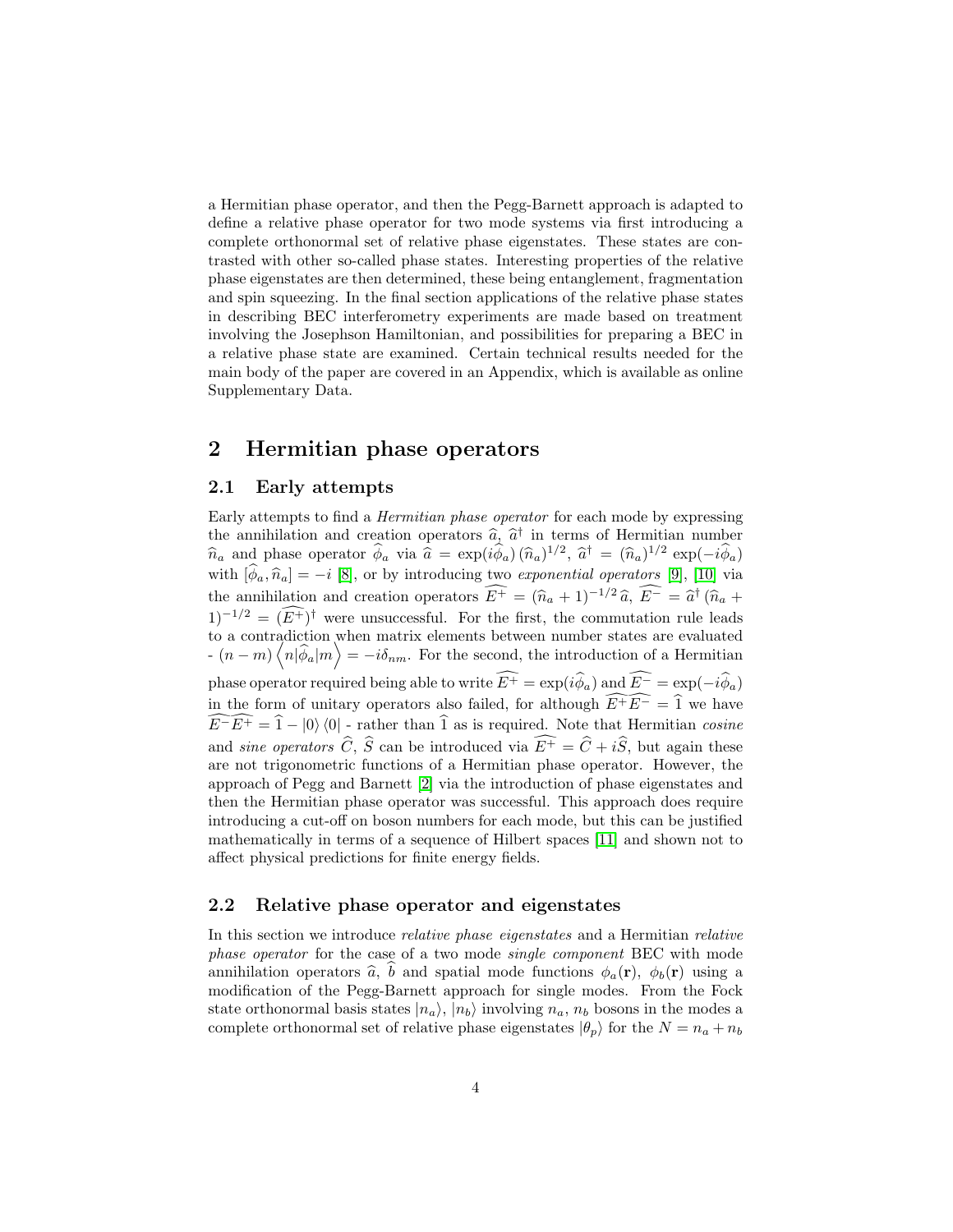a Hermitian phase operator, and then the Pegg-Barnett approach is adapted to define a relative phase operator for two mode systems via first introducing a complete orthonormal set of relative phase eigenstates. These states are contrasted with other so-called phase states. Interesting properties of the relative phase eigenstates are then determined, these being entanglement, fragmentation and spin squeezing. In the final section applications of the relative phase states in describing BEC interferometry experiments are made based on treatment involving the Josephson Hamiltonian, and possibilities for preparing a BEC in a relative phase state are examined. Certain technical results needed for the main body of the paper are covered in an Appendix, which is available as online Supplementary Data.

## 2 Hermitian phase operators

### 2.1 Early attempts

Early attempts to find a *Hermitian phase operator* for each mode by expressing the annihilation and creation operators $\widehat{a}$, $\widehat{a}^{\dagger}$ in terms of Hermitian number $\widehat{n}_a$ and phase operator $\widehat{\phi}_a$ via $\widehat{a} = \exp(i\widehat{\phi}_a)\,(\widehat{n}_a)^{1/2}$, $\widehat{a}^{\dagger} = (\widehat{n}_a)^{1/2}\exp(-i\widehat{\phi}_a)$ with $[\widehat{\phi}_a, \widehat{n}_a] = -i$ [8], or by introducing two *exponential operators* [9], [10] via the annihilation and creation operators $\widehat{E^{+}} = (\widehat{n}_a + 1)^{-1/2}\,\widehat{a}$, $\widehat{E^{-}} = \widehat{a}^{\dagger}\,(\widehat{n}_a + 1)^{-1/2} = (\widehat{E^{+}})^{\dagger}$ were unsuccessful. For the first, the commutation rule leads to a contradiction when matrix elements between number states are evaluated - $(n - m)\left\langle n|\widehat{\phi}_a|m\right\rangle = -i\delta_{nm}$. For the second, the introduction of a Hermitian phase operator required being able to write $\widehat{E^{+}} = \exp(i\widehat{\phi}_a)$ and $\widehat{E^{-}} = \exp(-i\widehat{\phi}_a)$ in the form of unitary operators also failed, for although $\widehat{E^{+}}\widehat{E^{-}} = \widehat{1}$ we have $\widehat{E^{-}}\widehat{E^{+}} = \widehat{1} - |0\rangle\langle 0|$ - rather than $\widehat{1}$ as is required. Note that Hermitian *cosine* and *sine operators* $\widehat{C}$, $\widehat{S}$ can be introduced via $\widehat{E^{+}} = \widehat{C} + i\widehat{S}$, but again these are not trigonometric functions of a Hermitian phase operator. However, the approach of Pegg and Barnett [2] via the introduction of phase eigenstates and then the Hermitian phase operator was successful. This approach does require introducing a cut-off on boson numbers for each mode, but this can be justified mathematically in terms of a sequence of Hilbert spaces [11] and shown not to affect physical predictions for finite energy fields.

### 2.2 Relative phase operator and eigenstates

In this section we introduce *relative phase eigenstates* and a Hermitian *relative phase operator* for the case of a two mode *single component* BEC with mode annihilation operators $\widehat{a}$, $\widehat{b}$ and spatial mode functions $\phi_a(\mathbf{r})$, $\phi_b(\mathbf{r})$ using a modification of the Pegg-Barnett approach for single modes. From the Fock state orthonormal basis states $|n_a\rangle$, $|n_b\rangle$ involving $n_a$, $n_b$ bosons in the modes a complete orthonormal set of relative phase eigenstates $|\theta_p\rangle$ for the $N = n_a + n_b$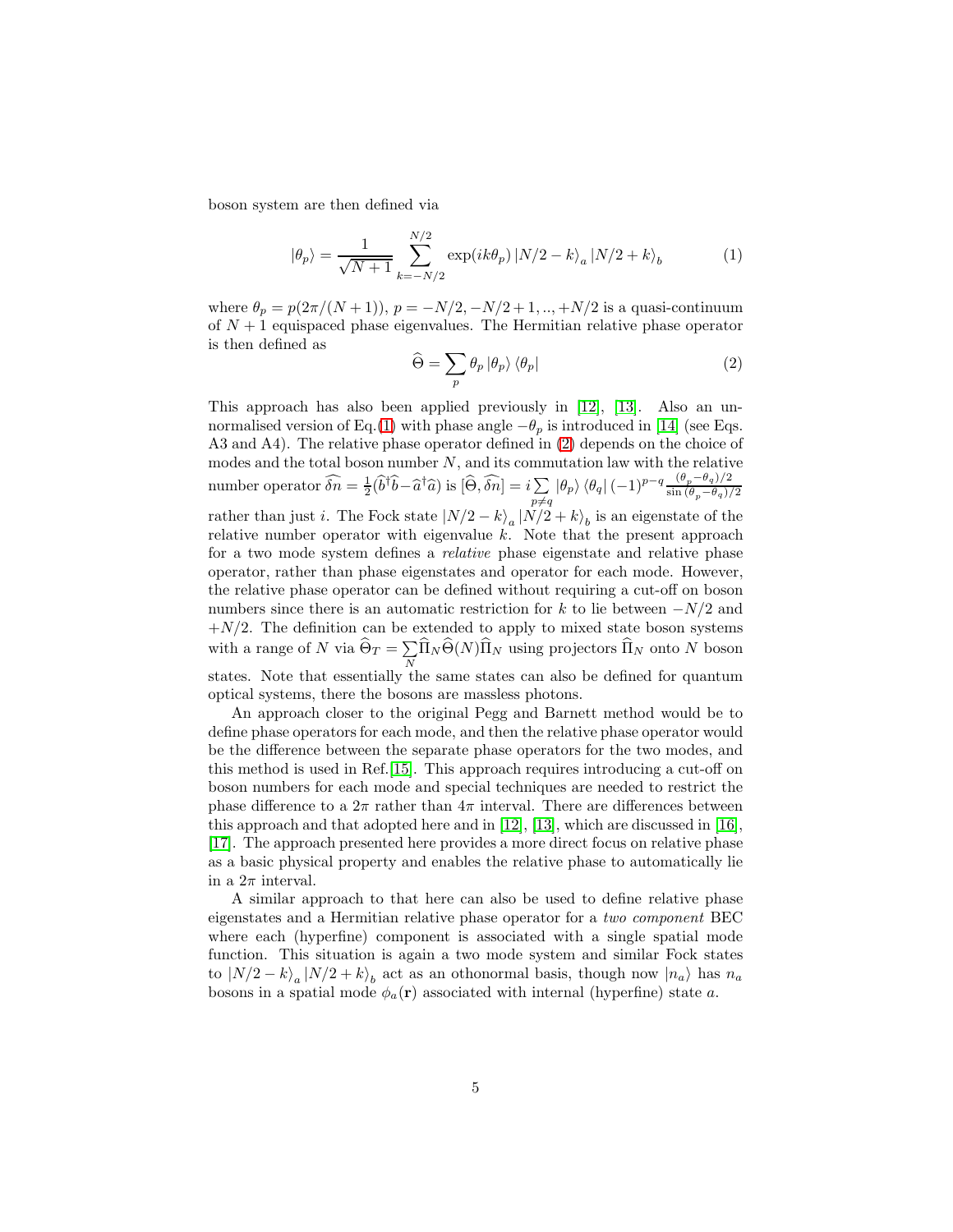boson system are then defined via

$$|\theta_p\rangle = \frac{1}{\sqrt{N+1}} \sum_{k=-N/2}^{N/2} \exp(ik\theta_p) \, |N/2-k\rangle_a \, |N/2+k\rangle_b \tag{1}$$

where $\theta_p = p(2\pi/(N+1))$, $p = -N/2, -N/2+1, .., +N/2$ is a quasi-continuum of $N+1$ equispaced phase eigenvalues. The Hermitian relative phase operator is then defined as

$$\widehat{\Theta} = \sum_p \theta_p \, |\theta_p\rangle \, \langle\theta_p| \tag{2}$$

This approach has also been applied previously in [12], [13]. Also an unnormalised version of Eq.(1) with phase angle $-\theta_p$ is introduced in [14] (see Eqs. A3 and A4). The relative phase operator defined in (2) depends on the choice of modes and the total boson number $N$, and its commutation law with the relative number operator $\widehat{\delta n} = \frac{1}{2}(\widehat{b}^{\dagger}\widehat{b} - \widehat{a}^{\dagger}\widehat{a})$ is $[\widehat{\Theta}, \widehat{\delta n}] = i \sum_{p \neq q} |\theta_p\rangle \, \langle\theta_q| \, (-1)^{p-q} \frac{(\theta_p - \theta_q)/2}{\sin{(\theta_p - \theta_q)/2}}$ rather than just $i$. The Fock state $|N/2-k\rangle_a \, |N/2+k\rangle_b$ is an eigenstate of the relative number operator with eigenvalue $k$. Note that the present approach for a two mode system defines a *relative* phase eigenstate and relative phase operator, rather than phase eigenstates and operator for each mode. However, the relative phase operator can be defined without requiring a cut-off on boson numbers since there is an automatic restriction for $k$ to lie between $-N/2$ and $+N/2$. The definition can be extended to apply to mixed state boson systems with a range of $N$ via $\widehat{\Theta}_T = \sum_N \widehat{\Pi}_N \widehat{\Theta}(N) \widehat{\Pi}_N$ using projectors $\widehat{\Pi}_N$ onto $N$ boson states. Note that essentially the same states can also be defined for quantum optical systems, there the bosons are massless photons.

An approach closer to the original Pegg and Barnett method would be to define phase operators for each mode, and then the relative phase operator would be the difference between the separate phase operators for the two modes, and this method is used in Ref.[15]. This approach requires introducing a cut-off on boson numbers for each mode and special techniques are needed to restrict the phase difference to a $2\pi$ rather than $4\pi$ interval. There are differences between this approach and that adopted here and in [12], [13], which are discussed in [16], [17]. The approach presented here provides a more direct focus on relative phase as a basic physical property and enables the relative phase to automatically lie in a $2\pi$ interval.

A similar approach to that here can also be used to define relative phase eigenstates and a Hermitian relative phase operator for a *two component* BEC where each (hyperfine) component is associated with a single spatial mode function. This situation is again a two mode system and similar Fock states to $|N/2-k\rangle_a \, |N/2+k\rangle_b$ act as an othonormal basis, though now $|n_a\rangle$ has $n_a$ bosons in a spatial mode $\phi_a(\mathbf{r})$ associated with internal (hyperfine) state $a$.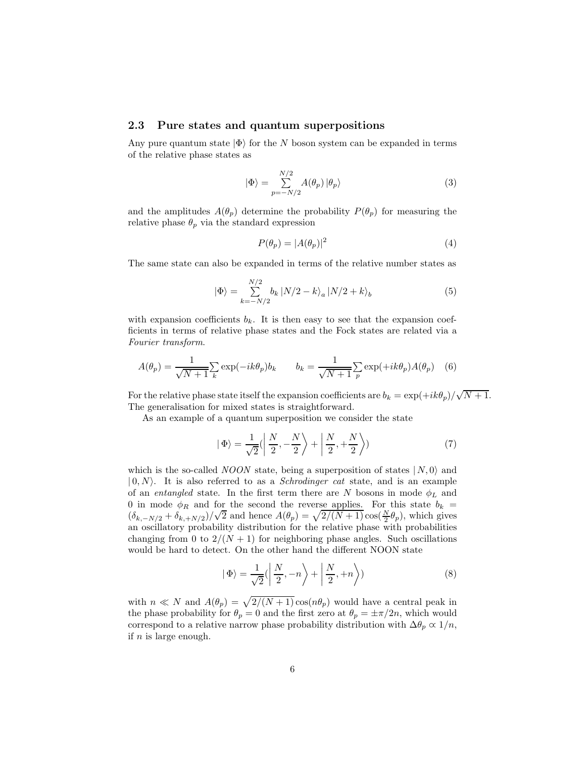### 2.3 Pure states and quantum superpositions

Any pure quantum state $|\Phi\rangle$ for the $N$ boson system can be expanded in terms of the relative phase states as

$$|\Phi\rangle = \sum_{p=-N/2}^{N/2} A(\theta_p)\,|\theta_p\rangle \tag{3}$$

and the amplitudes $A(\theta_p)$ determine the probability $P(\theta_p)$ for measuring the relative phase $\theta_p$ via the standard expression

$$P(\theta_p) = |A(\theta_p)|^2 \tag{4}$$

The same state can also be expanded in terms of the relative number states as

$$|\Phi\rangle = \sum_{k=-N/2}^{N/2} b_k\,|N/2-k\rangle_a\,|N/2+k\rangle_b \tag{5}$$

with expansion coefficients $b_k$. It is then easy to see that the expansion coefficients in terms of relative phase states and the Fock states are related via a *Fourier transform*.

$$A(\theta_p) = \frac{1}{\sqrt{N+1}}\sum_k \exp(-ik\theta_p)b_k \qquad b_k = \frac{1}{\sqrt{N+1}}\sum_p \exp(+ik\theta_p)A(\theta_p) \tag{6}$$

For the relative phase state itself the expansion coefficients are $b_k = \exp(+ik\theta_p)/\sqrt{N+1}$. The generalisation for mixed states is straightforward.

As an example of a quantum superposition we consider the state

$$|\,\Phi\rangle = \frac{1}{\sqrt{2}}\left(\left|\,\frac{N}{2},-\frac{N}{2}\right\rangle + \left|\,\frac{N}{2},+\frac{N}{2}\right\rangle\right) \tag{7}$$

which is the so-called *NOON* state, being a superposition of states $|\,N,0\rangle$ and $|\,0,N\rangle$. It is also referred to as a *Schrodinger cat* state, and is an example of an *entangled* state. In the first term there are $N$ bosons in mode $\phi_L$ and 0 in mode $\phi_R$ and for the second the reverse applies. For this state $b_k = (\delta_{k,-N/2} + \delta_{k,+N/2})/\sqrt{2}$ and hence $A(\theta_p) = \sqrt{2/(N+1)}\cos(\frac{N}{2}\theta_p)$, which gives an oscillatory probability distribution for the relative phase with probabilities changing from 0 to $2/(N+1)$ for neighboring phase angles. Such oscillations would be hard to detect. On the other hand the different NOON state

$$|\,\Phi\rangle = \frac{1}{\sqrt{2}}\left(\left|\,\frac{N}{2},-n\right\rangle + \left|\,\frac{N}{2},+n\right\rangle\right) \tag{8}$$

with $n \ll N$ and $A(\theta_p) = \sqrt{2/(N+1)}\cos(n\theta_p)$ would have a central peak in the phase probability for $\theta_p = 0$ and the first zero at $\theta_p = \pm\pi/2n$, which would correspond to a relative narrow phase probability distribution with $\Delta\theta_p \propto 1/n$, if $n$ is large enough.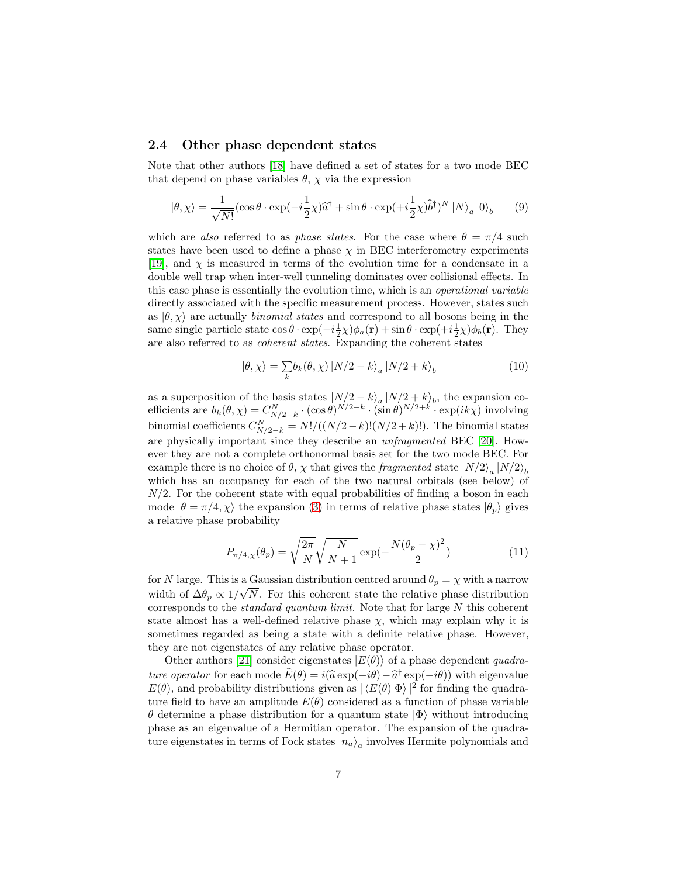### 2.4 Other phase dependent states

Note that other authors [18] have defined a set of states for a two mode BEC that depend on phase variables $\theta$, $\chi$ via the expression

$$|\theta,\chi\rangle = \frac{1}{\sqrt{N!}}(\cos\theta\cdot\exp(-i\frac{1}{2}\chi)\widehat{a}^{\dagger}+\sin\theta\cdot\exp(+i\frac{1}{2}\chi)\widehat{b}^{\dagger})^{N}\left|N\right\rangle_{a}\left|0\right\rangle_{b} \tag{9}$$

which are *also* referred to as *phase states*. For the case where $\theta=\pi/4$ such states have been used to define a phase $\chi$ in BEC interferometry experiments [19], and $\chi$ is measured in terms of the evolution time for a condensate in a double well trap when inter-well tunneling dominates over collisional effects. In this case phase is essentially the evolution time, which is an *operational variable* directly associated with the specific measurement process. However, states such as $|\theta,\chi\rangle$ are actually *binomial states* and correspond to all bosons being in the same single particle state $\cos\theta\cdot\exp(-i\frac{1}{2}\chi)\phi_{a}(\mathbf{r})+\sin\theta\cdot\exp(+i\frac{1}{2}\chi)\phi_{b}(\mathbf{r})$. They are also referred to as *coherent states*. Expanding the coherent states

$$|\theta,\chi\rangle = \sum_{k} b_{k}(\theta,\chi)\left|N/2-k\right\rangle_{a}\left|N/2+k\right\rangle_{b} \tag{10}$$

as a superposition of the basis states $\left|N/2-k\right\rangle_{a}\left|N/2+k\right\rangle_{b}$, the expansion coefficients are $b_{k}(\theta,\chi)=C_{N/2-k}^{N}\cdot(\cos\theta)^{N/2-k}\cdot(\sin\theta)^{N/2+k}\cdot\exp(ik\chi)$ involving binomial coefficients $C_{N/2-k}^{N}=N!/((N/2-k)!(N/2+k)!)$. The binomial states are physically important since they describe an *unfragmented* BEC [20]. However they are not a complete orthonormal basis set for the two mode BEC. For example there is no choice of $\theta$, $\chi$ that gives the *fragmented* state $\left|N/2\right\rangle_{a}\left|N/2\right\rangle_{b}$ which has an occupancy for each of the two natural orbitals (see below) of $N/2$. For the coherent state with equal probabilities of finding a boson in each mode $|\theta=\pi/4,\chi\rangle$ the expansion (3) in terms of relative phase states $|\theta_{p}\rangle$ gives a relative phase probability

$$P_{\pi/4,\chi}(\theta_{p}) = \sqrt{\frac{2\pi}{N}}\sqrt{\frac{N}{N+1}}\exp(-\frac{N(\theta_{p}-\chi)^{2}}{2}) \tag{11}$$

for $N$ large. This is a Gaussian distribution centred around $\theta_{p}=\chi$ with a narrow width of $\Delta\theta_{p}\propto 1/\sqrt{N}$. For this coherent state the relative phase distribution corresponds to the *standard quantum limit*. Note that for large $N$ this coherent state almost has a well-defined relative phase $\chi$, which may explain why it is sometimes regarded as being a state with a definite relative phase. However, they are not eigenstates of any relative phase operator.

Other authors [21] consider eigenstates $|E(\theta)\rangle$ of a phase dependent *quadrature operator* for each mode $\widehat{E}(\theta)=i(\widehat{a}\exp(-i\theta)-\widehat{a}^{\dagger}\exp(-i\theta))$ with eigenvalue $E(\theta)$, and probability distributions given as $|\langle E(\theta)|\Phi\rangle|^{2}$ for finding the quadrature field to have an amplitude $E(\theta)$ considered as a function of phase variable $\theta$ determine a phase distribution for a quantum state $|\Phi\rangle$ without introducing phase as an eigenvalue of a Hermitian operator. The expansion of the quadrature eigenstates in terms of Fock states $\left|n_{a}\right\rangle_{a}$ involves Hermite polynomials and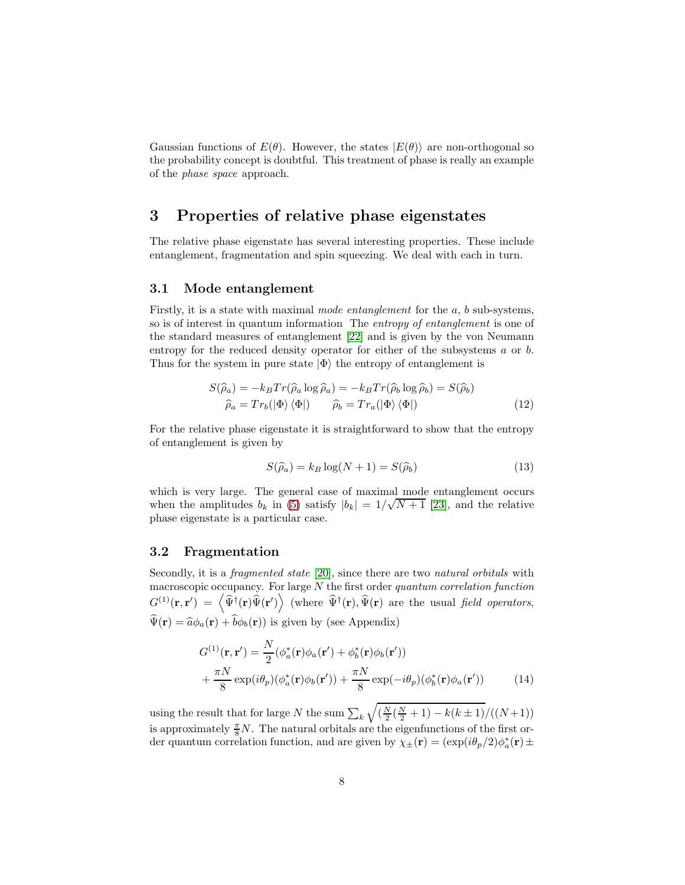Gaussian functions of $E(\theta)$. However, the states $|E(\theta)\rangle$ are non-orthogonal so the probability concept is doubtful. This treatment of phase is really an example of the *phase space* approach.

# 3 Properties of relative phase eigenstates

The relative phase eigenstate has several interesting properties. These include entanglement, fragmentation and spin squeezing. We deal with each in turn.

## 3.1 Mode entanglement

Firstly, it is a state with maximal *mode entanglement* for the $a$, $b$ sub-systems, so is of interest in quantum information The *entropy of entanglement* is one of the standard measures of entanglement [22] and is given by the von Neumann entropy for the reduced density operator for either of the subsystems $a$ or $b$. Thus for the system in pure state $|\Phi\rangle$ the entropy of entanglement is

$$
\begin{aligned}
S(\widehat{\rho}_a) = -k_B Tr(\widehat{\rho}_a \log \widehat{\rho}_a) = -k_B Tr(\widehat{\rho}_b \log \widehat{\rho}_b) = S(\widehat{\rho}_b) \\
\widehat{\rho}_a = Tr_b(|\Phi\rangle\langle\Phi|) \qquad \widehat{\rho}_b = Tr_a(|\Phi\rangle\langle\Phi|)
\end{aligned}
\tag{12}
$$

For the relative phase eigenstate it is straightforward to show that the entropy of entanglement is given by

$$
S(\widehat{\rho}_a) = k_B \log(N+1) = S(\widehat{\rho}_b) \tag{13}
$$

which is very large. The general case of maximal mode entanglement occurs when the amplitudes $b_k$ in (5) satisfy $|b_k| = 1/\sqrt{N+1}$ [23], and the relative phase eigenstate is a particular case.

## 3.2 Fragmentation

Secondly, it is a *fragmented state* [20], since there are two *natural orbitals* with macroscopic occupancy. For large $N$ the first order *quantum correlation function* $G^{(1)}(\mathbf{r},\mathbf{r}') = \left\langle \widehat{\Psi}^\dagger(\mathbf{r})\widehat{\Psi}(\mathbf{r}')\right\rangle$ (where $\widehat{\Psi}^\dagger(\mathbf{r}), \widehat{\Psi}(\mathbf{r})$ are the usual *field operators*, $\widehat{\Psi}(\mathbf{r}) = \widehat{a}\phi_a(\mathbf{r}) + \widehat{b}\phi_b(\mathbf{r})$) is given by (see Appendix)

$$
\begin{aligned}
G^{(1)}(\mathbf{r},\mathbf{r}') &= \frac{N}{2}(\phi_a^*(\mathbf{r})\phi_a(\mathbf{r}') + \phi_b^*(\mathbf{r})\phi_b(\mathbf{r}')) \\
&+ \frac{\pi N}{8}\exp(i\theta_p)(\phi_a^*(\mathbf{r})\phi_b(\mathbf{r}')) + \frac{\pi N}{8}\exp(-i\theta_p)(\phi_b^*(\mathbf{r})\phi_a(\mathbf{r}'))
\end{aligned}
\tag{14}
$$

using the result that for large $N$ the sum $\sum_k \sqrt{(\frac{N}{2}(\frac{N}{2}+1) - k(k\pm 1)}/((N+1))$ is approximately $\frac{\pi}{8}N$. The natural orbitals are the eigenfunctions of the first order quantum correlation function, and are given by $\chi_\pm(\mathbf{r}) = (\exp(i\theta_p/2)\phi_a^*(\mathbf{r}) \pm$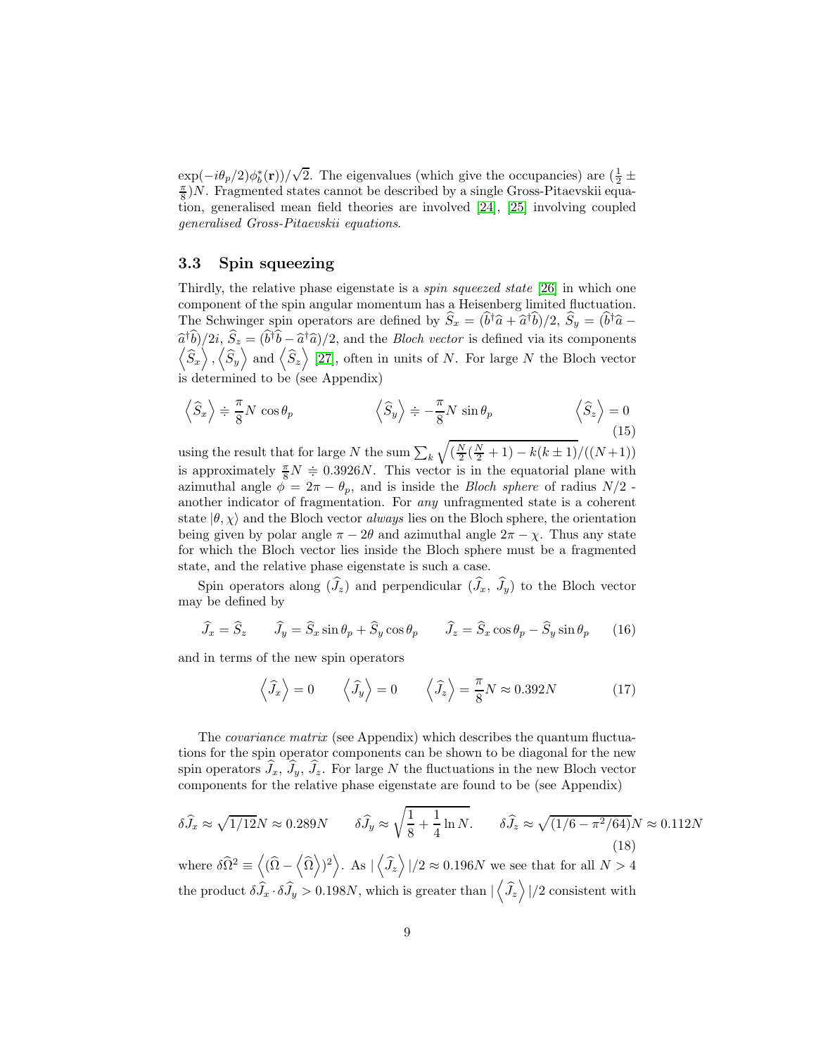$\exp(-i\theta_p/2)\phi_b^*(\mathbf{r}))/\sqrt{2}$. The eigenvalues (which give the occupancies) are $(\frac{1}{2} \pm \frac{\pi}{8})N$. Fragmented states cannot be described by a single Gross-Pitaevskii equation, generalised mean field theories are involved [24], [25] involving coupled *generalised Gross-Pitaevskii equations*.

### 3.3 Spin squeezing

Thirdly, the relative phase eigenstate is a *spin squeezed state* [26] in which one component of the spin angular momentum has a Heisenberg limited fluctuation. The Schwinger spin operators are defined by $\widehat{S}_x = (\widehat{b}^\dagger \widehat{a} + \widehat{a}^\dagger \widehat{b})/2$, $\widehat{S}_y = (\widehat{b}^\dagger \widehat{a} - \widehat{a}^\dagger \widehat{b})/2i$, $\widehat{S}_z = (\widehat{b}^\dagger \widehat{b} - \widehat{a}^\dagger \widehat{a})/2$, and the *Bloch vector* is defined via its components $\left\langle \widehat{S}_x \right\rangle, \left\langle \widehat{S}_y \right\rangle$ and $\left\langle \widehat{S}_z \right\rangle$ [27], often in units of $N$. For large $N$ the Bloch vector is determined to be (see Appendix)

$$\left\langle \widehat{S}_x \right\rangle \doteqdot \frac{\pi}{8} N \cos\theta_p \qquad \left\langle \widehat{S}_y \right\rangle \doteqdot -\frac{\pi}{8} N \sin\theta_p \qquad \left\langle \widehat{S}_z \right\rangle = 0 \tag{15}$$

using the result that for large $N$ the sum $\sum_k \sqrt{(\frac{N}{2}(\frac{N}{2}+1) - k(k \pm 1)}/((N+1))$ is approximately $\frac{\pi}{8} N \doteqdot 0.3926N$. This vector is in the equatorial plane with azimuthal angle $\phi = 2\pi - \theta_p$, and is inside the *Bloch sphere* of radius $N/2$ - another indicator of fragmentation. For *any* unfragmented state is a coherent state $|\theta, \chi\rangle$ and the Bloch vector *always* lies on the Bloch sphere, the orientation being given by polar angle $\pi - 2\theta$ and azimuthal angle $2\pi - \chi$. Thus any state for which the Bloch vector lies inside the Bloch sphere must be a fragmented state, and the relative phase eigenstate is such a case.

Spin operators along ($\widehat{J}_z$) and perpendicular ($\widehat{J}_x$, $\widehat{J}_y$) to the Bloch vector may be defined by

$$\widehat{J}_x = \widehat{S}_z \qquad \widehat{J}_y = \widehat{S}_x \sin\theta_p + \widehat{S}_y \cos\theta_p \qquad \widehat{J}_z = \widehat{S}_x \cos\theta_p - \widehat{S}_y \sin\theta_p \tag{16}$$

and in terms of the new spin operators

$$\left\langle \widehat{J}_x \right\rangle = 0 \qquad \left\langle \widehat{J}_y \right\rangle = 0 \qquad \left\langle \widehat{J}_z \right\rangle = \frac{\pi}{8} N \approx 0.392N \tag{17}$$

The *covariance matrix* (see Appendix) which describes the quantum fluctuations for the spin operator components can be shown to be diagonal for the new spin operators $\widehat{J}_x$, $\widehat{J}_y$, $\widehat{J}_z$. For large $N$ the fluctuations in the new Bloch vector components for the relative phase eigenstate are found to be (see Appendix)

$$\delta\widehat{J}_x \approx \sqrt{1/12} N \approx 0.289N \qquad \delta\widehat{J}_y \approx \sqrt{\frac{1}{8} + \frac{1}{4}\ln N}. \qquad \delta\widehat{J}_z \approx \sqrt{(1/6 - \pi^2/64)} N \approx 0.112N \tag{18}$$

where $\delta\widehat{\Omega}^2 \equiv \left\langle (\widehat{\Omega} - \left\langle \widehat{\Omega} \right\rangle)^2 \right\rangle$. As $|\left\langle \widehat{J}_z \right\rangle|/2 \approx 0.196N$ we see that for all $N > 4$ the product $\delta\widehat{J}_x \cdot \delta\widehat{J}_y > 0.198N$, which is greater than $|\left\langle \widehat{J}_z \right\rangle|/2$ consistent with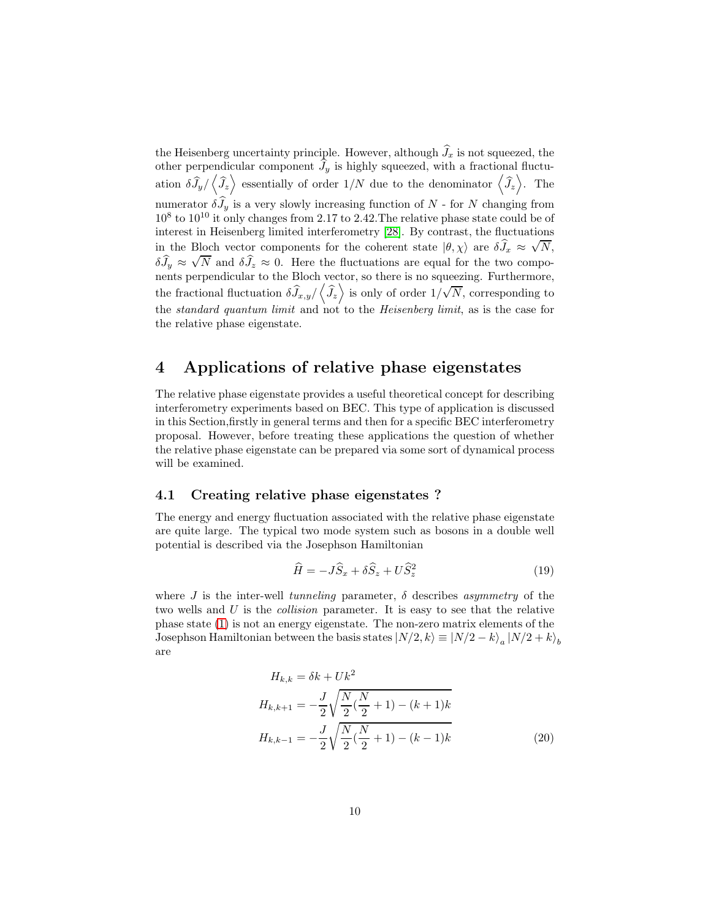the Heisenberg uncertainty principle. However, although $\widehat{J}_x$ is not squeezed, the other perpendicular component $\widehat{J}_y$ is highly squeezed, with a fractional fluctuation $\delta\widehat{J}_y/\left\langle \widehat{J}_z \right\rangle$ essentially of order $1/N$ due to the denominator $\left\langle \widehat{J}_z \right\rangle$. The numerator $\delta\widehat{J}_y$ is a very slowly increasing function of $N$ - for $N$ changing from $10^8$ to $10^{10}$ it only changes from 2.17 to 2.42.The relative phase state could be of interest in Heisenberg limited interferometry [28]. By contrast, the fluctuations in the Bloch vector components for the coherent state $|\theta, \chi\rangle$ are $\delta\widehat{J}_x \approx \sqrt{N}$, $\delta\widehat{J}_y \approx \sqrt{N}$ and $\delta\widehat{J}_z \approx 0$. Here the fluctuations are equal for the two components perpendicular to the Bloch vector, so there is no squeezing. Furthermore, the fractional fluctuation $\delta\widehat{J}_{x,y}/\left\langle \widehat{J}_z \right\rangle$ is only of order $1/\sqrt{N}$, corresponding to the *standard quantum limit* and not to the *Heisenberg limit*, as is the case for the relative phase eigenstate.

# 4 Applications of relative phase eigenstates

The relative phase eigenstate provides a useful theoretical concept for describing interferometry experiments based on BEC. This type of application is discussed in this Section,firstly in general terms and then for a specific BEC interferometry proposal. However, before treating these applications the question of whether the relative phase eigenstate can be prepared via some sort of dynamical process will be examined.

## 4.1 Creating relative phase eigenstates ?

The energy and energy fluctuation associated with the relative phase eigenstate are quite large. The typical two mode system such as bosons in a double well potential is described via the Josephson Hamiltonian

$$\widehat{H} = -J\widehat{S}_x + \delta\widehat{S}_z + U\widehat{S}_z^2 \tag{19}$$

where $J$ is the inter-well *tunneling* parameter, $\delta$ describes *asymmetry* of the two wells and $U$ is the *collision* parameter. It is easy to see that the relative phase state (1) is not an energy eigenstate. The non-zero matrix elements of the Josephson Hamiltonian between the basis states $|N/2, k\rangle \equiv |N/2-k\rangle_a \, |N/2+k\rangle_b$ are

$$\begin{aligned} H_{k,k} &= \delta k + Uk^2 \\ H_{k,k+1} &= -\frac{J}{2}\sqrt{\frac{N}{2}(\frac{N}{2}+1) - (k+1)k} \\ H_{k,k-1} &= -\frac{J}{2}\sqrt{\frac{N}{2}(\frac{N}{2}+1) - (k-1)k} \end{aligned} \tag{20}$$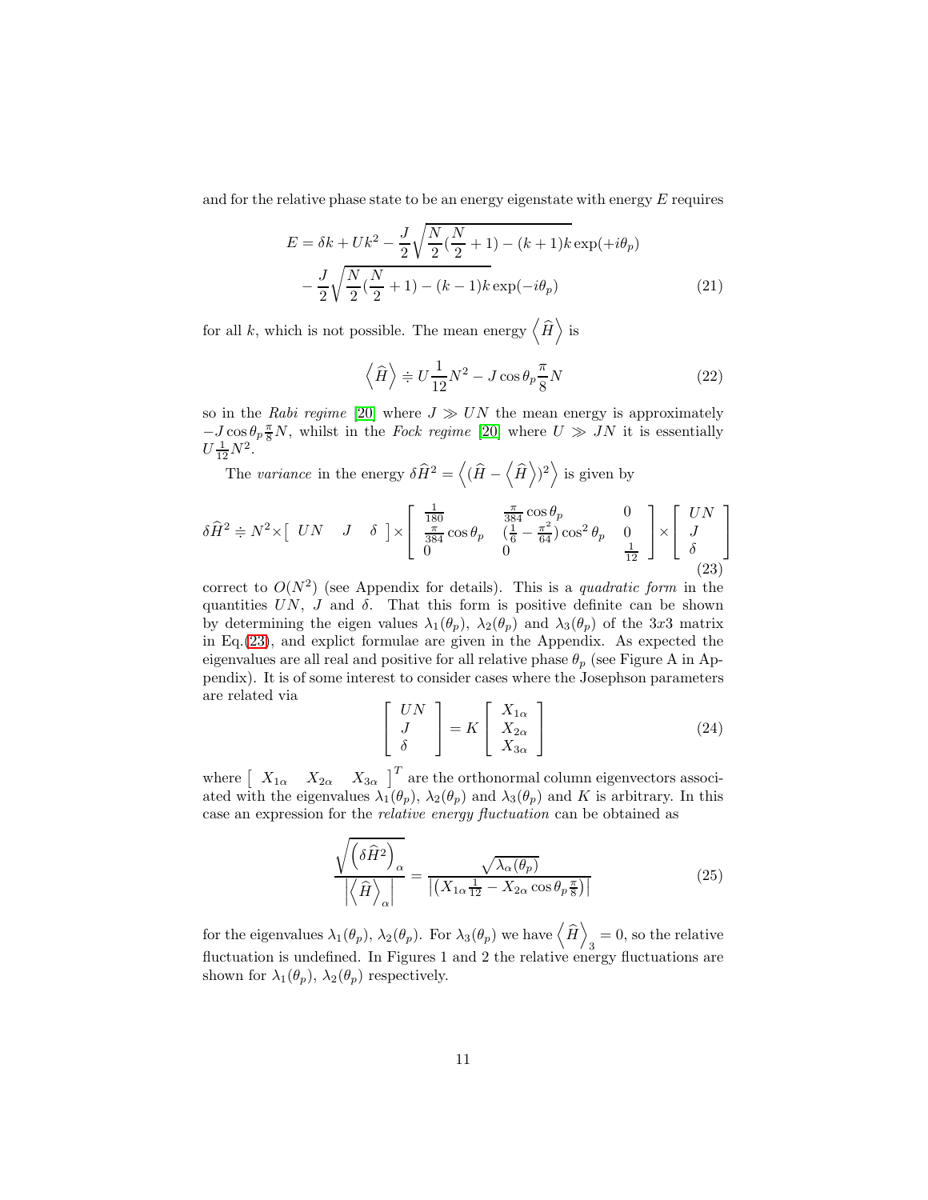and for the relative phase state to be an energy eigenstate with energy $E$ requires

$$
\begin{aligned}
E = \delta k + U k^2 &- \frac{J}{2}\sqrt{\frac{N}{2}(\frac{N}{2}+1)-(k+1)k}\exp(+i\theta_p) \\
&- \frac{J}{2}\sqrt{\frac{N}{2}(\frac{N}{2}+1)-(k-1)k}\exp(-i\theta_p)
\end{aligned} \tag{21}
$$

for all $k$, which is not possible. The mean energy $\left\langle \widehat{H} \right\rangle$ is

$$
\left\langle \widehat{H} \right\rangle \doteqdot U\frac{1}{12}N^2 - J\cos\theta_p \frac{\pi}{8}N \tag{22}
$$

so in the *Rabi regime* [20] where $J \gg UN$ the mean energy is approximately $-J\cos\theta_p\frac{\pi}{8}N$, whilst in the *Fock regime* [20] where $U \gg JN$ it is essentially $U\frac{1}{12}N^2$.

The *variance* in the energy $\delta\widehat{H}^2 = \left\langle (\widehat{H} - \left\langle \widehat{H} \right\rangle)^2 \right\rangle$ is given by

$$
\delta\widehat{H}^2 \doteqdot N^2 \times \left[ \begin{array}{ccc} UN & J & \delta \end{array} \right] \times \left[ \begin{array}{ccc} \frac{1}{180} & \frac{\pi}{384}\cos\theta_p & 0 \\ \frac{\pi}{384}\cos\theta_p & (\frac{1}{6}-\frac{\pi^2}{64})\cos^2\theta_p & 0 \\ 0 & 0 & \frac{1}{12} \end{array} \right] \times \left[ \begin{array}{c} UN \\ J \\ \delta \end{array} \right] \tag{23}
$$

correct to $O(N^2)$ (see Appendix for details). This is a *quadratic form* in the quantities $UN$, $J$ and $\delta$. That this form is positive definite can be shown by determining the eigen values $\lambda_1(\theta_p)$, $\lambda_2(\theta_p)$ and $\lambda_3(\theta_p)$ of the $3x3$ matrix in Eq.(23), and explict formulae are given in the Appendix. As expected the eigenvalues are all real and positive for all relative phase $\theta_p$ (see Figure A in Appendix). It is of some interest to consider cases where the Josephson parameters are related via

$$
\left[ \begin{array}{c} UN \\ J \\ \delta \end{array} \right] = K \left[ \begin{array}{c} X_{1\alpha} \\ X_{2\alpha} \\ X_{3\alpha} \end{array} \right] \tag{24}
$$

where $\left[ \begin{array}{ccc} X_{1\alpha} & X_{2\alpha} & X_{3\alpha} \end{array} \right]^T$ are the orthonormal column eigenvectors associated with the eigenvalues $\lambda_1(\theta_p)$, $\lambda_2(\theta_p)$ and $\lambda_3(\theta_p)$ and $K$ is arbitrary. In this case an expression for the *relative energy fluctuation* can be obtained as

$$
\frac{\sqrt{\left(\delta\widehat{H}^2\right)_\alpha}}{\left|\left\langle \widehat{H} \right\rangle_\alpha\right|} = \frac{\sqrt{\lambda_\alpha(\theta_p)}}{\left|\left(X_{1\alpha}\frac{1}{12} - X_{2\alpha}\cos\theta_p\frac{\pi}{8}\right)\right|} \tag{25}
$$

for the eigenvalues $\lambda_1(\theta_p)$, $\lambda_2(\theta_p)$. For $\lambda_3(\theta_p)$ we have $\left\langle \widehat{H} \right\rangle_3 = 0$, so the relative fluctuation is undefined. In Figures 1 and 2 the relative energy fluctuations are shown for $\lambda_1(\theta_p)$, $\lambda_2(\theta_p)$ respectively.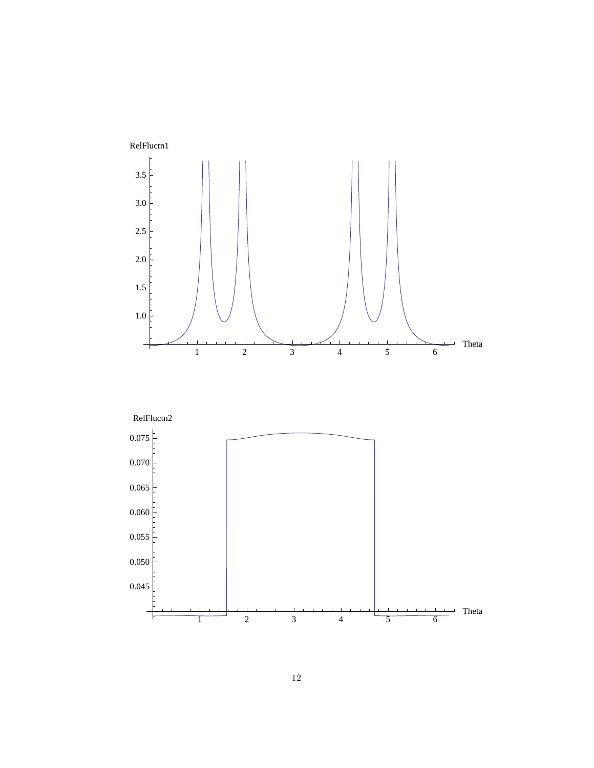RelFluctn1

Theta

RelFluctn2

Theta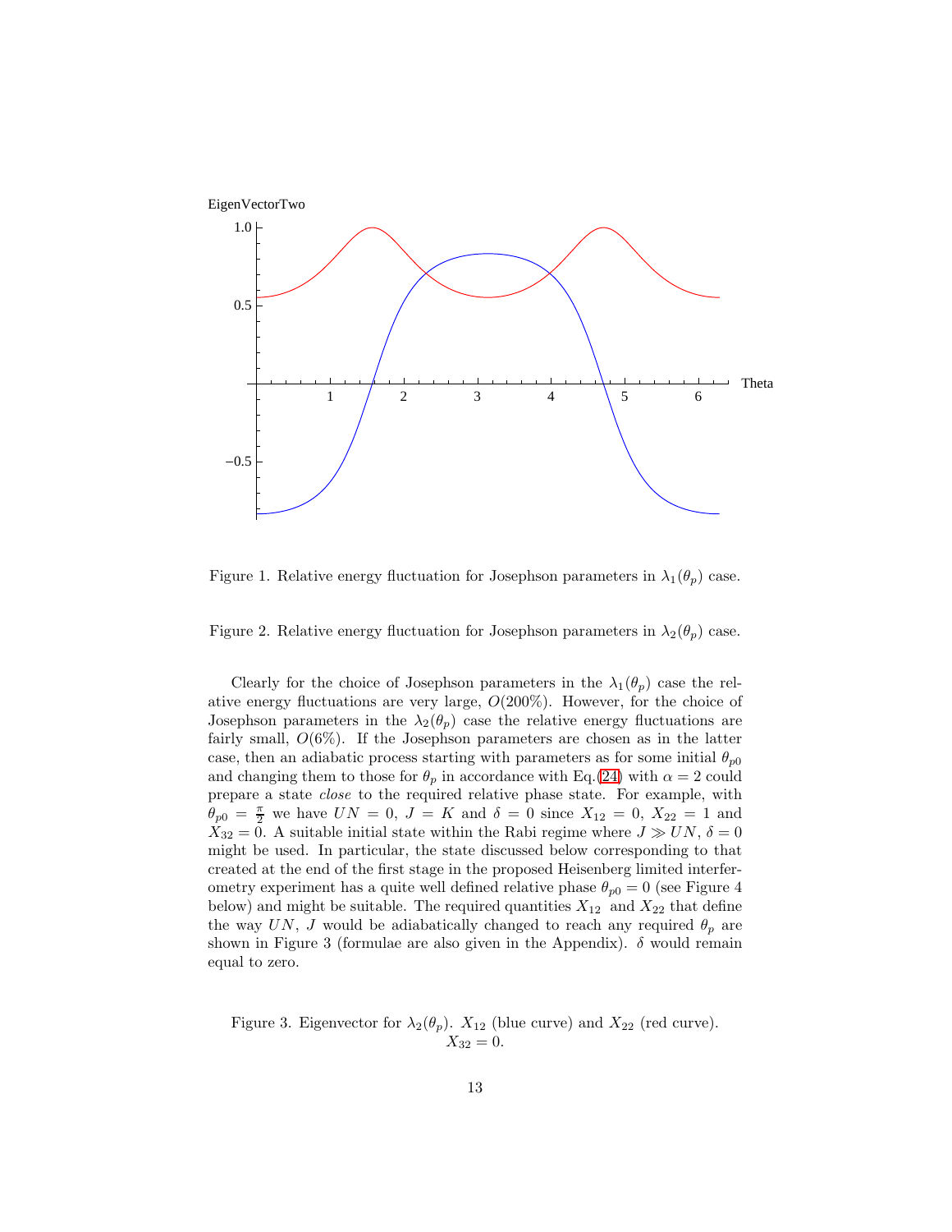Figure 1. Relative energy fluctuation for Josephson parameters in $\lambda_1(\theta_p)$ case.

Figure 2. Relative energy fluctuation for Josephson parameters in $\lambda_2(\theta_p)$ case.

Clearly for the choice of Josephson parameters in the $\lambda_1(\theta_p)$ case the relative energy fluctuations are very large, $O(200\%)$. However, for the choice of Josephson parameters in the $\lambda_2(\theta_p)$ case the relative energy fluctuations are fairly small, $O(6\%)$. If the Josephson parameters are chosen as in the latter case, then an adiabatic process starting with parameters as for some initial $\theta_{p0}$ and changing them to those for $\theta_p$ in accordance with Eq.(24) with $\alpha = 2$ could prepare a state *close* to the required relative phase state. For example, with $\theta_{p0} = \frac{\pi}{2}$ we have $UN = 0$, $J = K$ and $\delta = 0$ since $X_{12} = 0$, $X_{22} = 1$ and $X_{32} = 0$. A suitable initial state within the Rabi regime where $J \gg UN$, $\delta = 0$ might be used. In particular, the state discussed below corresponding to that created at the end of the first stage in the proposed Heisenberg limited interferometry experiment has a quite well defined relative phase $\theta_{p0} = 0$ (see Figure 4 below) and might be suitable. The required quantities $X_{12}$ and $X_{22}$ that define the way $UN$, $J$ would be adiabatically changed to reach any required $\theta_p$ are shown in Figure 3 (formulae are also given in the Appendix). $\delta$ would remain equal to zero.

Figure 3. Eigenvector for $\lambda_2(\theta_p)$. $X_{12}$ (blue curve) and $X_{22}$ (red curve). $X_{32} = 0$.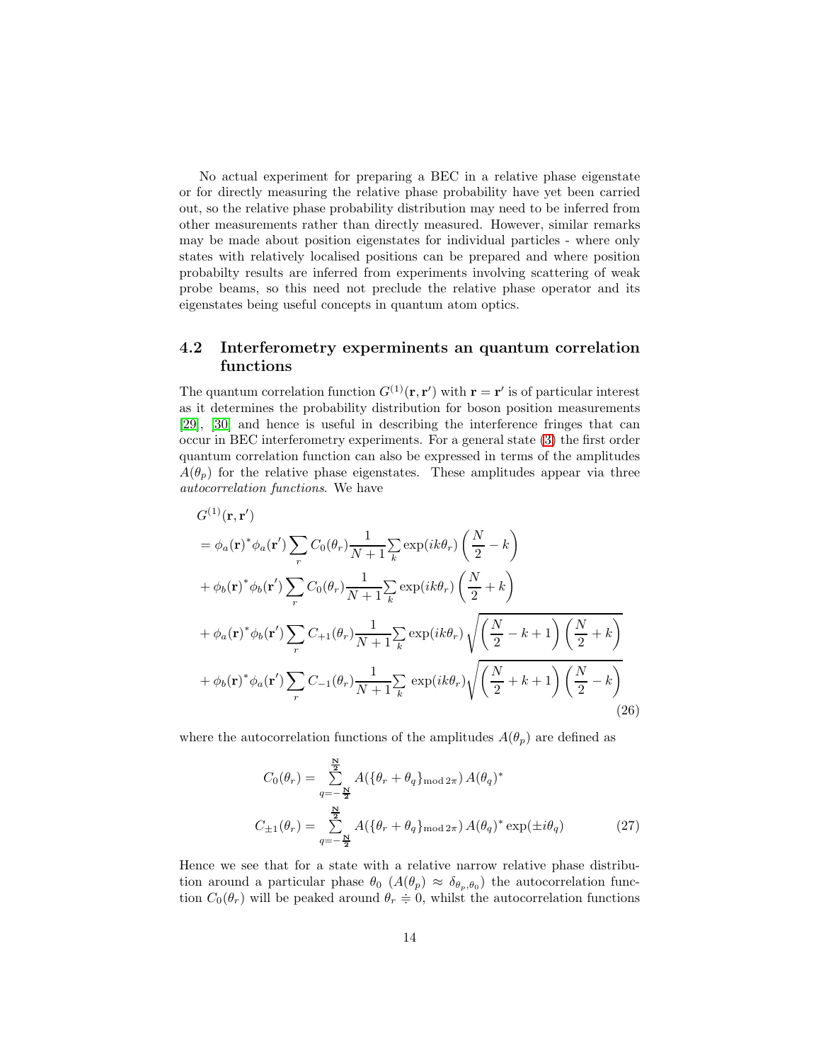No actual experiment for preparing a BEC in a relative phase eigenstate or for directly measuring the relative phase probability have yet been carried out, so the relative phase probability distribution may need to be inferred from other measurements rather than directly measured. However, similar remarks may be made about position eigenstates for individual particles - where only states with relatively localised positions can be prepared and where position probabilty results are inferred from experiments involving scattering of weak probe beams, so this need not preclude the relative phase operator and its eigenstates being useful concepts in quantum atom optics.

### 4.2 Interferometry experminents an quantum correlation functions

The quantum correlation function $G^{(1)}(\mathbf{r},\mathbf{r}')$ with $\mathbf{r}=\mathbf{r}'$ is of particular interest as it determines the probability distribution for boson position measurements [29], [30] and hence is useful in describing the interference fringes that can occur in BEC interferometry experiments. For a general state (3) the first order quantum correlation function can also be expressed in terms of the amplitudes $A(\theta_p)$ for the relative phase eigenstates. These amplitudes appear via three *autocorrelation functions*. We have

$$
\begin{aligned}
&G^{(1)}(\mathbf{r},\mathbf{r}') \\
&= \phi_a(\mathbf{r})^* \phi_a(\mathbf{r}') \sum_r C_0(\theta_r) \frac{1}{N+1} \sum_k \exp(ik\theta_r) \left(\frac{N}{2} - k\right) \\
&+ \phi_b(\mathbf{r})^* \phi_b(\mathbf{r}') \sum_r C_0(\theta_r) \frac{1}{N+1} \sum_k \exp(ik\theta_r) \left(\frac{N}{2} + k\right) \\
&+ \phi_a(\mathbf{r})^* \phi_b(\mathbf{r}') \sum_r C_{+1}(\theta_r) \frac{1}{N+1} \sum_k \exp(ik\theta_r) \sqrt{\left(\frac{N}{2} - k + 1\right)\left(\frac{N}{2} + k\right)} \\
&+ \phi_b(\mathbf{r})^* \phi_a(\mathbf{r}') \sum_r C_{-1}(\theta_r) \frac{1}{N+1} \sum_k \exp(ik\theta_r) \sqrt{\left(\frac{N}{2} + k + 1\right)\left(\frac{N}{2} - k\right)}
\end{aligned}
\tag{26}
$$

where the autocorrelation functions of the amplitudes $A(\theta_p)$ are defined as

$$
\begin{aligned}
C_0(\theta_r) &= \sum_{q=-\frac{N}{2}}^{\frac{N}{2}} A(\{\theta_r + \theta_q\}_{\mathrm{mod}\, 2\pi})\, A(\theta_q)^* \\
C_{\pm 1}(\theta_r) &= \sum_{q=-\frac{N}{2}}^{\frac{N}{2}} A(\{\theta_r + \theta_q\}_{\mathrm{mod}\, 2\pi})\, A(\theta_q)^* \exp(\pm i\theta_q)
\end{aligned}
\tag{27}
$$

Hence we see that for a state with a relative narrow relative phase distribution around a particular phase $\theta_0$ ($A(\theta_p) \approx \delta_{\theta_p,\theta_0}$) the autocorrelation function $C_0(\theta_r)$ will be peaked around $\theta_r \doteqdot 0$, whilst the autocorrelation functions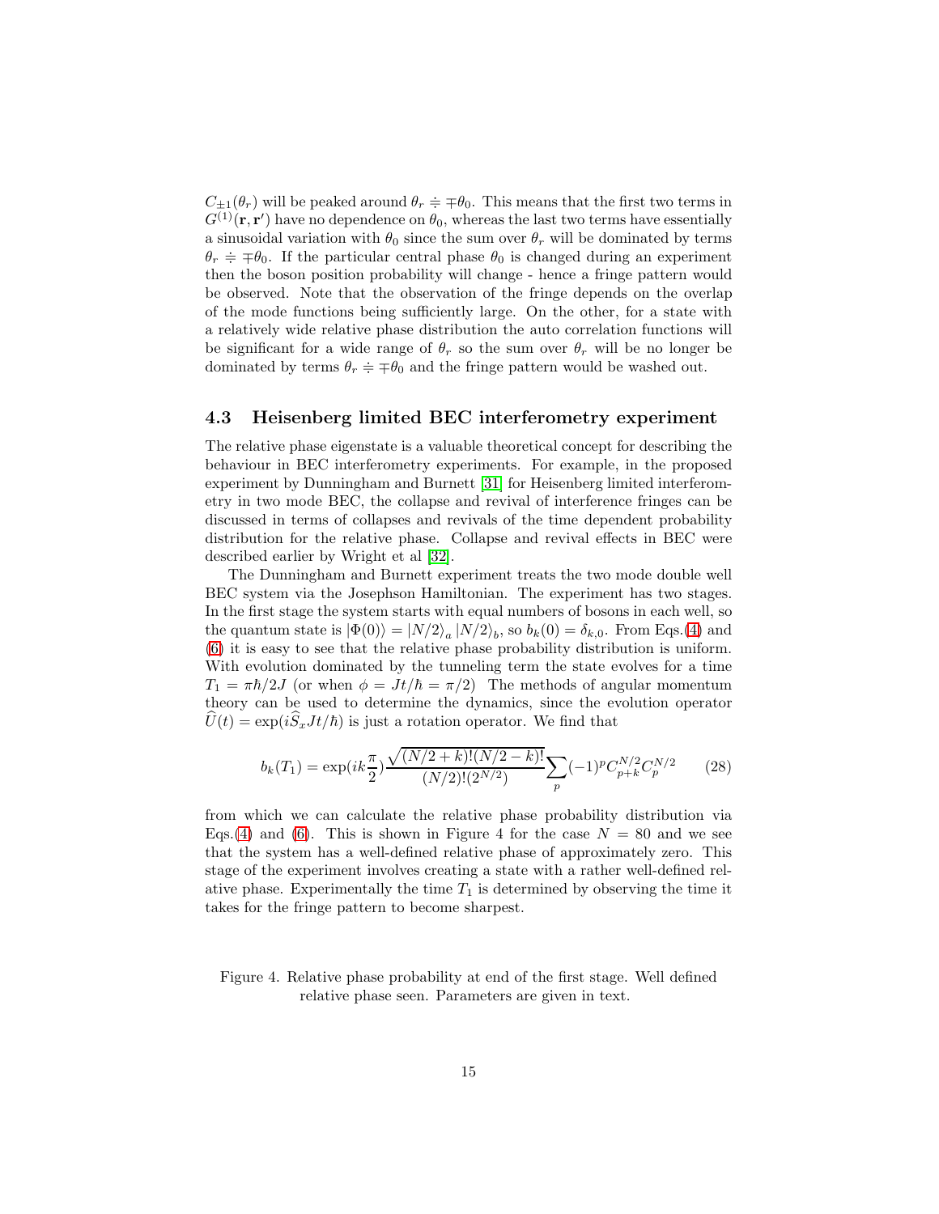$C_{\pm1}(\theta_r)$ will be peaked around $\theta_r \doteqdot \mp\theta_0$. This means that the first two terms in $G^{(1)}(\mathbf{r},\mathbf{r}')$ have no dependence on $\theta_0$, whereas the last two terms have essentially a sinusoidal variation with $\theta_0$ since the sum over $\theta_r$ will be dominated by terms $\theta_r \doteqdot \mp\theta_0$. If the particular central phase $\theta_0$ is changed during an experiment then the boson position probability will change - hence a fringe pattern would be observed. Note that the observation of the fringe depends on the overlap of the mode functions being sufficiently large. On the other, for a state with a relatively wide relative phase distribution the auto correlation functions will be significant for a wide range of $\theta_r$ so the sum over $\theta_r$ will be no longer be dominated by terms $\theta_r \doteqdot \mp\theta_0$ and the fringe pattern would be washed out.

### 4.3 Heisenberg limited BEC interferometry experiment

The relative phase eigenstate is a valuable theoretical concept for describing the behaviour in BEC interferometry experiments. For example, in the proposed experiment by Dunningham and Burnett [31] for Heisenberg limited interferometry in two mode BEC, the collapse and revival of interference fringes can be discussed in terms of collapses and revivals of the time dependent probability distribution for the relative phase. Collapse and revival effects in BEC were described earlier by Wright et al [32].

The Dunningham and Burnett experiment treats the two mode double well BEC system via the Josephson Hamiltonian. The experiment has two stages. In the first stage the system starts with equal numbers of bosons in each well, so the quantum state is $|\Phi(0)\rangle = |N/2\rangle_a \, |N/2\rangle_b$, so $b_k(0) = \delta_{k,0}$. From Eqs.(4) and (6) it is easy to see that the relative phase probability distribution is uniform. With evolution dominated by the tunneling term the state evolves for a time $T_1 = \pi\hbar/2J$ (or when $\phi = Jt/\hbar = \pi/2$) The methods of angular momentum theory can be used to determine the dynamics, since the evolution operator $\widehat{U}(t) = \exp(i\widehat{S}_x Jt/\hbar)$ is just a rotation operator. We find that

$$b_k(T_1) = \exp(ik\frac{\pi}{2})\frac{\sqrt{(N/2+k)!(N/2-k)!}}{(N/2)!(2^{N/2})}\sum_p(-1)^p C_{p+k}^{N/2} C_p^{N/2} \tag{28}$$

from which we can calculate the relative phase probability distribution via Eqs.(4) and (6). This is shown in Figure 4 for the case $N = 80$ and we see that the system has a well-defined relative phase of approximately zero. This stage of the experiment involves creating a state with a rather well-defined relative phase. Experimentally the time $T_1$ is determined by observing the time it takes for the fringe pattern to become sharpest.

Figure 4. Relative phase probability at end of the first stage. Well defined relative phase seen. Parameters are given in text.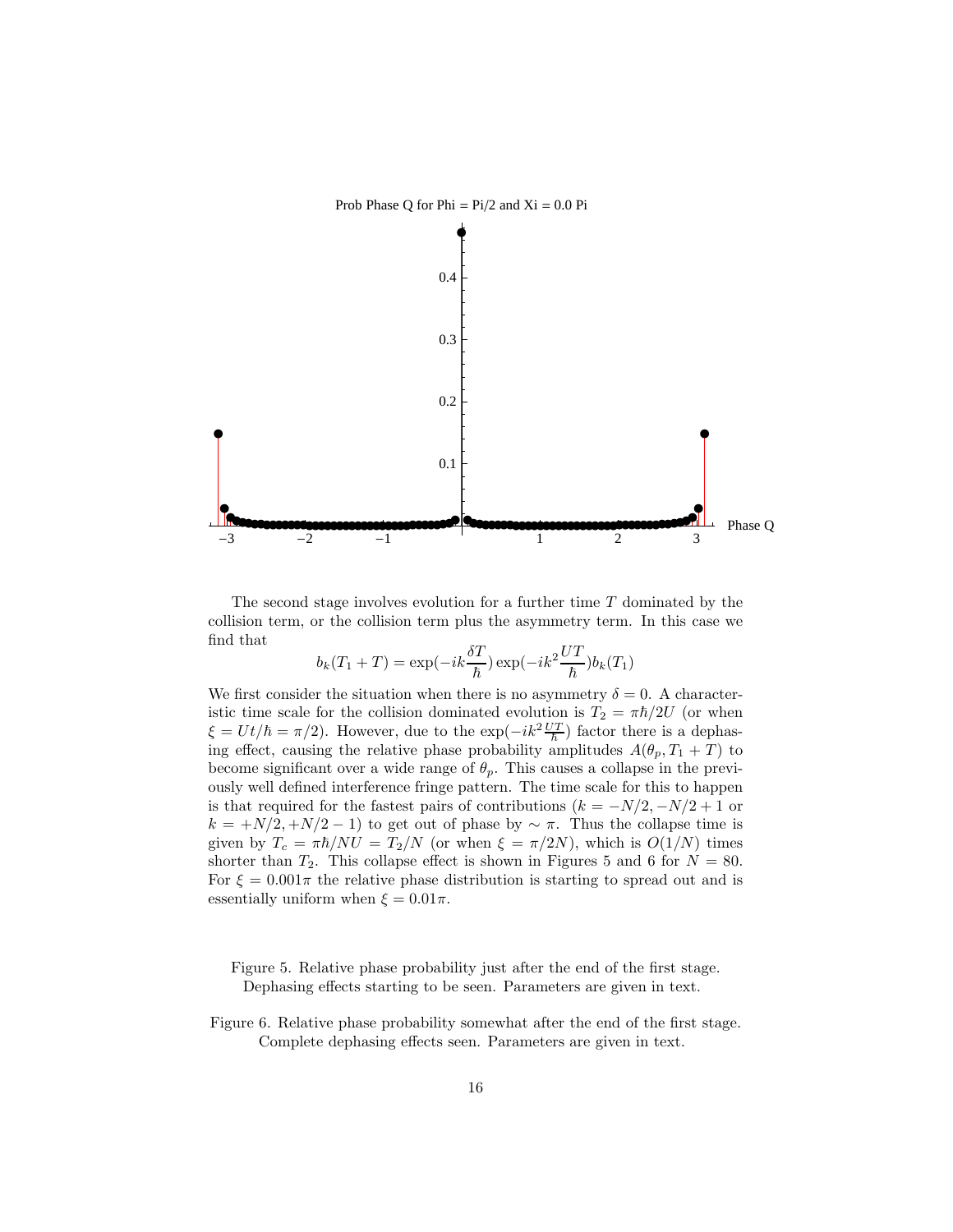The second stage involves evolution for a further time $T$ dominated by the collision term, or the collision term plus the asymmetry term. In this case we find that

$$b_k(T_1+T) = \exp(-ik\frac{\delta T}{\hbar})\exp(-ik^2\frac{UT}{\hbar})b_k(T_1)$$

We first consider the situation when there is no asymmetry $\delta = 0$. A characteristic time scale for the collision dominated evolution is $T_2 = \pi\hbar/2U$ (or when $\xi = Ut/\hbar = \pi/2$). However, due to the $\exp(-ik^2\frac{UT}{\hbar})$ factor there is a dephasing effect, causing the relative phase probability amplitudes $A(\theta_p, T_1+T)$ to become significant over a wide range of $\theta_p$. This causes a collapse in the previously well defined interference fringe pattern. The time scale for this to happen is that required for the fastest pairs of contributions ($k = -N/2, -N/2+1$ or $k = +N/2, +N/2-1$) to get out of phase by $\sim \pi$. Thus the collapse time is given by $T_c = \pi\hbar/NU = T_2/N$ (or when $\xi = \pi/2N$), which is $O(1/N)$ times shorter than $T_2$. This collapse effect is shown in Figures 5 and 6 for $N = 80$. For $\xi = 0.001\pi$ the relative phase distribution is starting to spread out and is essentially uniform when $\xi = 0.01\pi$.

Figure 5. Relative phase probability just after the end of the first stage. Dephasing effects starting to be seen. Parameters are given in text.

Figure 6. Relative phase probability somewhat after the end of the first stage. Complete dephasing effects seen. Parameters are given in text.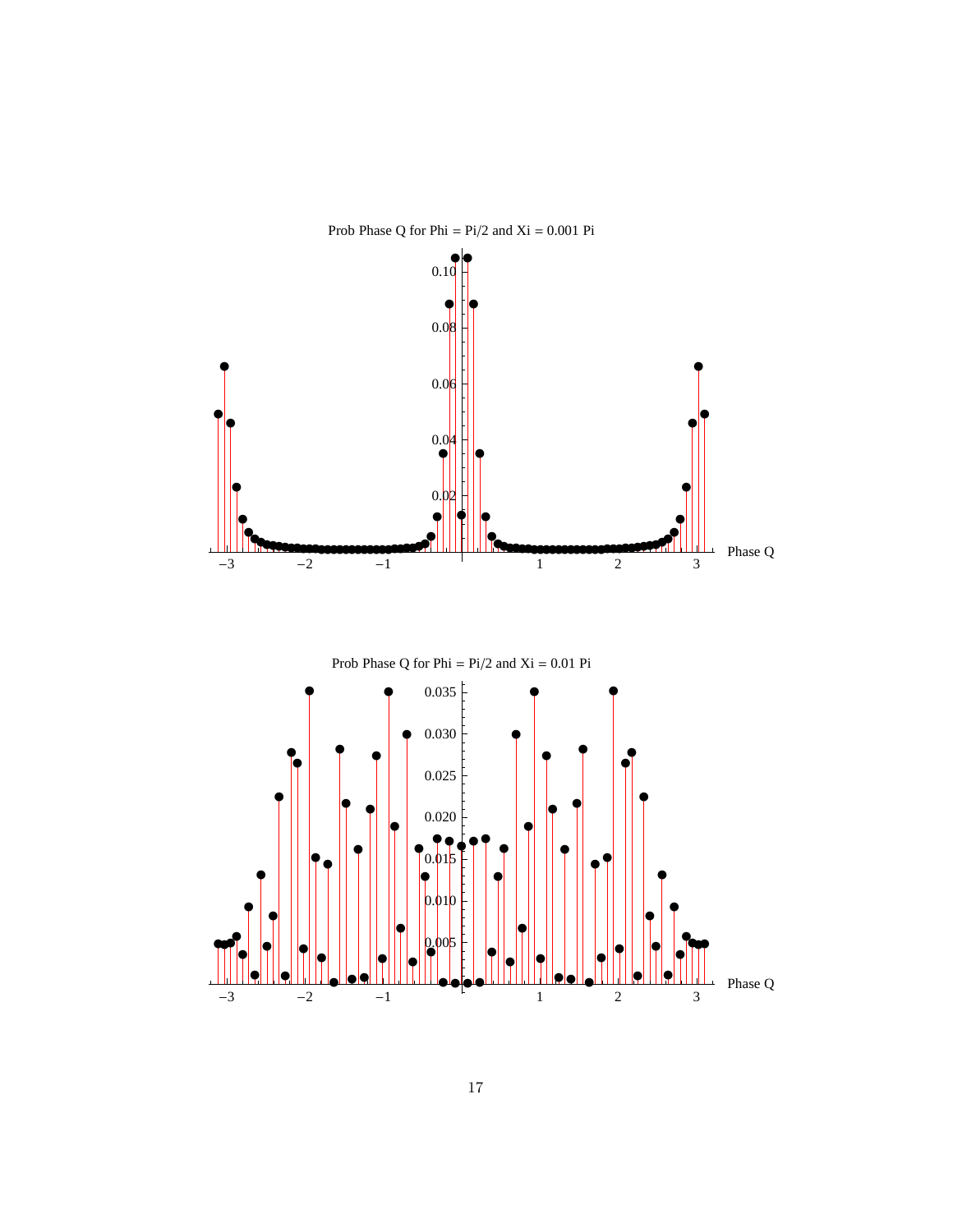Prob Phase Q for Phi = Pi/2 and Xi = 0.001 Pi

Prob Phase Q for Phi = Pi/2 and Xi = 0.01 Pi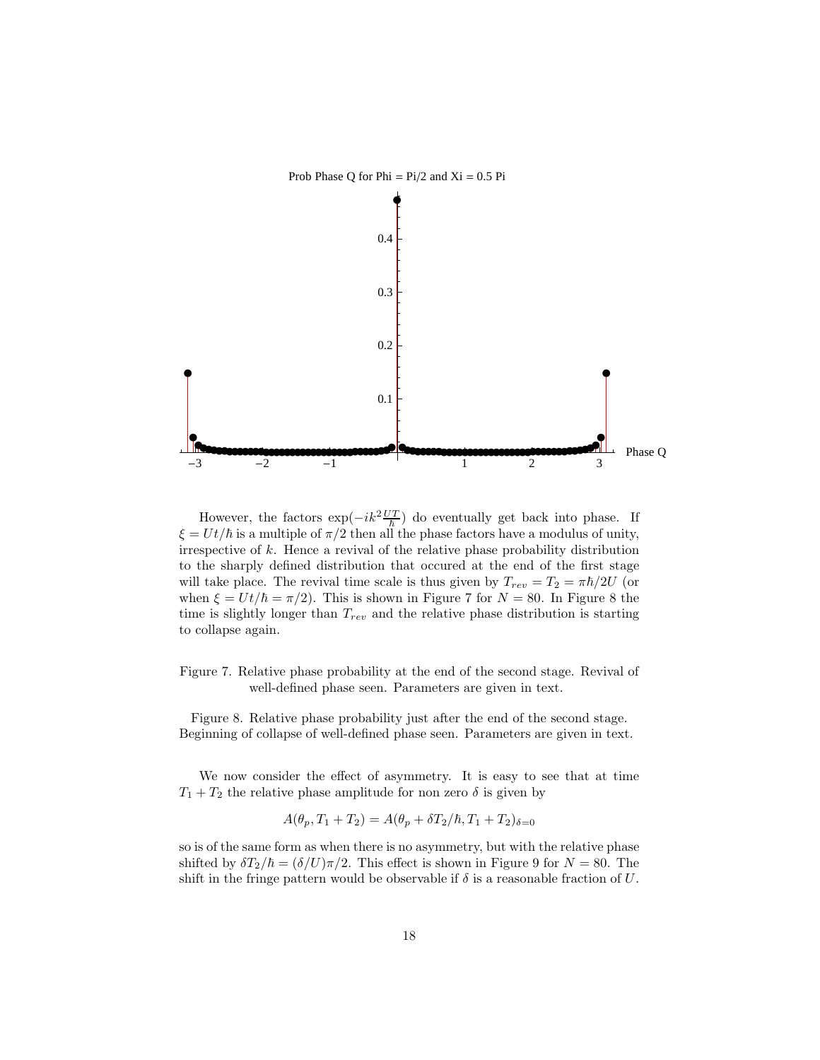Prob Phase Q for Phi = Pi/2 and Xi = 0.5 Pi

However, the factors $\exp(-ik^2\frac{UT}{\hbar})$ do eventually get back into phase. If $\xi = Ut/\hbar$ is a multiple of $\pi/2$ then all the phase factors have a modulus of unity, irrespective of $k$. Hence a revival of the relative phase probability distribution to the sharply defined distribution that occured at the end of the first stage will take place. The revival time scale is thus given by $T_{rev} = T_2 = \pi\hbar/2U$ (or when $\xi = Ut/\hbar = \pi/2$). This is shown in Figure 7 for $N = 80$. In Figure 8 the time is slightly longer than $T_{rev}$ and the relative phase distribution is starting to collapse again.

Figure 7. Relative phase probability at the end of the second stage. Revival of well-defined phase seen. Parameters are given in text.

Figure 8. Relative phase probability just after the end of the second stage. Beginning of collapse of well-defined phase seen. Parameters are given in text.

We now consider the effect of asymmetry. It is easy to see that at time $T_1 + T_2$ the relative phase amplitude for non zero $\delta$ is given by

$$A(\theta_p, T_1 + T_2) = A(\theta_p + \delta T_2/\hbar, T_1 + T_2)_{\delta=0}$$

so is of the same form as when there is no asymmetry, but with the relative phase shifted by $\delta T_2/\hbar = (\delta/U)\pi/2$. This effect is shown in Figure 9 for $N = 80$. The shift in the fringe pattern would be observable if $\delta$ is a reasonable fraction of $U$.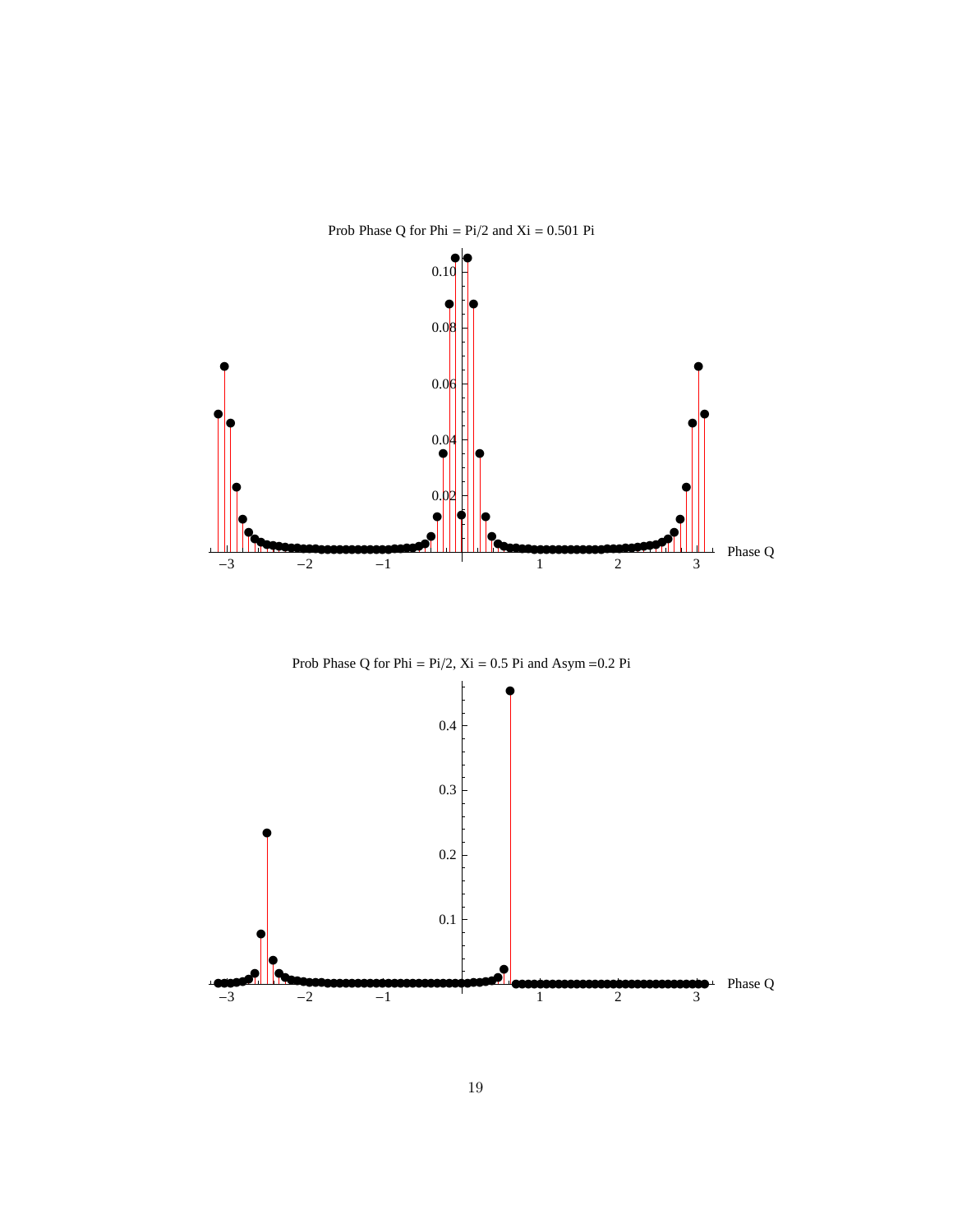Prob Phase Q for Phi = Pi/2 and Xi = 0.501 Pi

Prob Phase Q for Phi = Pi/2, Xi = 0.5 Pi and Asym =0.2 Pi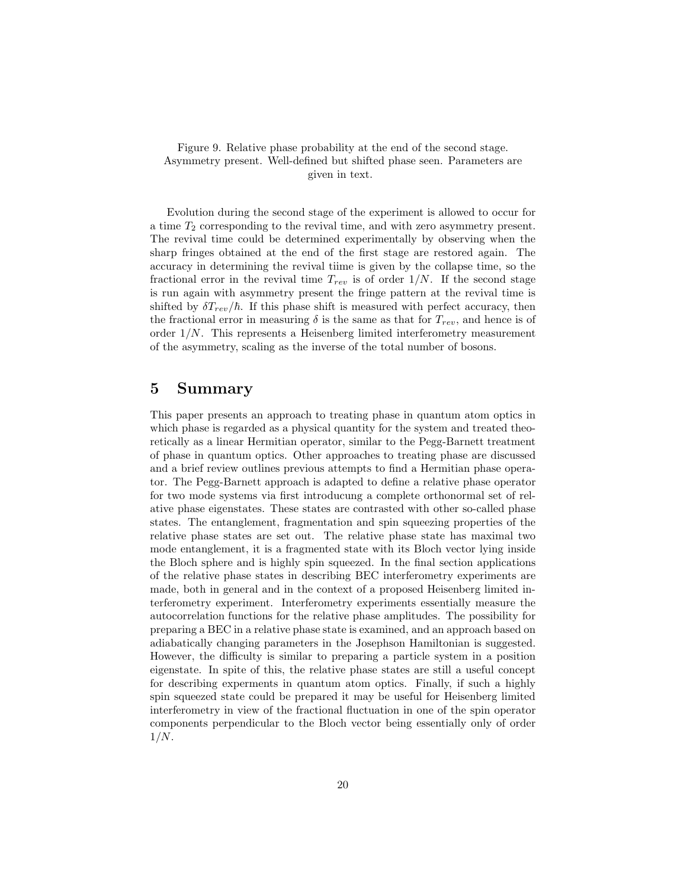Figure 9. Relative phase probability at the end of the second stage. Asymmetry present. Well-defined but shifted phase seen. Parameters are given in text.

Evolution during the second stage of the experiment is allowed to occur for a time $T_2$ corresponding to the revival time, and with zero asymmetry present. The revival time could be determined experimentally by observing when the sharp fringes obtained at the end of the first stage are restored again. The accuracy in determining the revival tiime is given by the collapse time, so the fractional error in the revival time $T_{rev}$ is of order $1/N$. If the second stage is run again with asymmetry present the fringe pattern at the revival time is shifted by $\delta T_{rev}/\hbar$. If this phase shift is measured with perfect accuracy, then the fractional error in measuring $\delta$ is the same as that for $T_{rev}$, and hence is of order $1/N$. This represents a Heisenberg limited interferometry measurement of the asymmetry, scaling as the inverse of the total number of bosons.

## 5 Summary

This paper presents an approach to treating phase in quantum atom optics in which phase is regarded as a physical quantity for the system and treated theoretically as a linear Hermitian operator, similar to the Pegg-Barnett treatment of phase in quantum optics. Other approaches to treating phase are discussed and a brief review outlines previous attempts to find a Hermitian phase operator. The Pegg-Barnett approach is adapted to define a relative phase operator for two mode systems via first introducung a complete orthonormal set of relative phase eigenstates. These states are contrasted with other so-called phase states. The entanglement, fragmentation and spin squeezing properties of the relative phase states are set out. The relative phase state has maximal two mode entanglement, it is a fragmented state with its Bloch vector lying inside the Bloch sphere and is highly spin squeezed. In the final section applications of the relative phase states in describing BEC interferometry experiments are made, both in general and in the context of a proposed Heisenberg limited interferometry experiment. Interferometry experiments essentially measure the autocorrelation functions for the relative phase amplitudes. The possibility for preparing a BEC in a relative phase state is examined, and an approach based on adiabatically changing parameters in the Josephson Hamiltonian is suggested. However, the difficulty is similar to preparing a particle system in a position eigenstate. In spite of this, the relative phase states are still a useful concept for describing experments in quantum atom optics. Finally, if such a highly spin squeezed state could be prepared it may be useful for Heisenberg limited interferometry in view of the fractional fluctuation in one of the spin operator components perpendicular to the Bloch vector being essentially only of order $1/N$.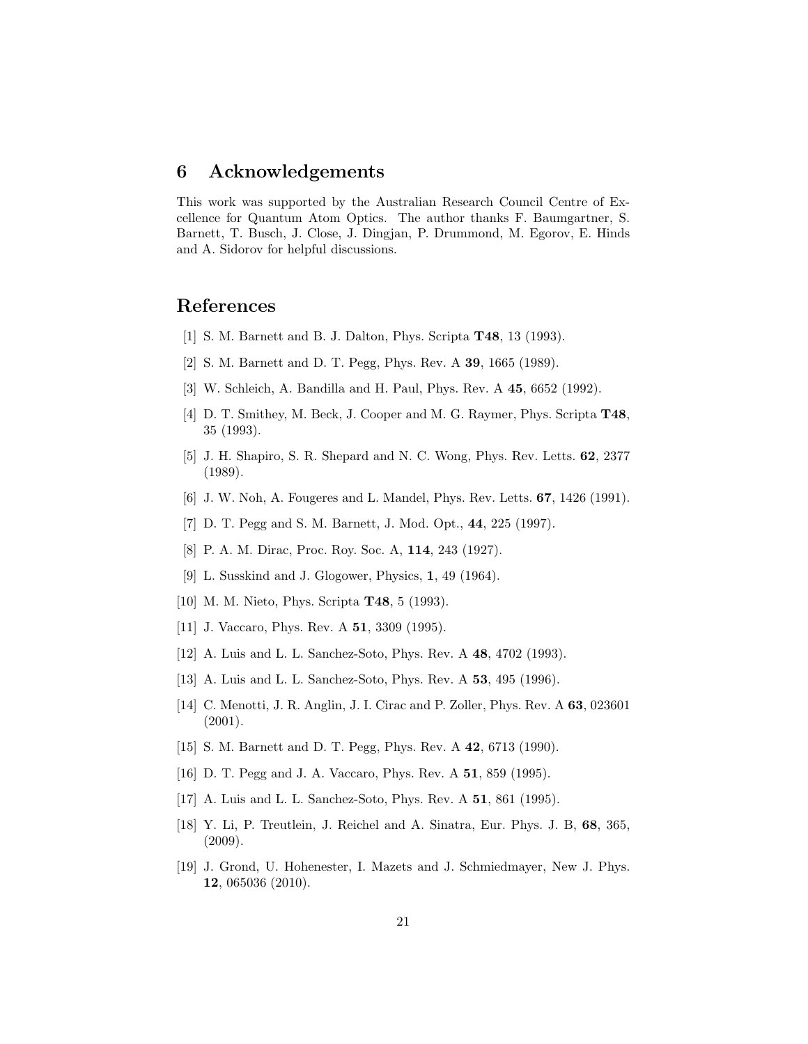## 6 Acknowledgements

This work was supported by the Australian Research Council Centre of Excellence for Quantum Atom Optics. The author thanks F. Baumgartner, S. Barnett, T. Busch, J. Close, J. Dingjan, P. Drummond, M. Egorov, E. Hinds and A. Sidorov for helpful discussions.

## References

[1] S. M. Barnett and B. J. Dalton, Phys. Scripta **T48**, 13 (1993).

[2] S. M. Barnett and D. T. Pegg, Phys. Rev. A **39**, 1665 (1989).

[3] W. Schleich, A. Bandilla and H. Paul, Phys. Rev. A **45**, 6652 (1992).

[4] D. T. Smithey, M. Beck, J. Cooper and M. G. Raymer, Phys. Scripta **T48**, 35 (1993).

[5] J. H. Shapiro, S. R. Shepard and N. C. Wong, Phys. Rev. Letts. **62**, 2377 (1989).

[6] J. W. Noh, A. Fougeres and L. Mandel, Phys. Rev. Letts. **67**, 1426 (1991).

[7] D. T. Pegg and S. M. Barnett, J. Mod. Opt., **44**, 225 (1997).

[8] P. A. M. Dirac, Proc. Roy. Soc. A, **114**, 243 (1927).

[9] L. Susskind and J. Glogower, Physics, **1**, 49 (1964).

[10] M. M. Nieto, Phys. Scripta **T48**, 5 (1993).

[11] J. Vaccaro, Phys. Rev. A **51**, 3309 (1995).

[12] A. Luis and L. L. Sanchez-Soto, Phys. Rev. A **48**, 4702 (1993).

[13] A. Luis and L. L. Sanchez-Soto, Phys. Rev. A **53**, 495 (1996).

[14] C. Menotti, J. R. Anglin, J. I. Cirac and P. Zoller, Phys. Rev. A **63**, 023601 (2001).

[15] S. M. Barnett and D. T. Pegg, Phys. Rev. A **42**, 6713 (1990).

[16] D. T. Pegg and J. A. Vaccaro, Phys. Rev. A **51**, 859 (1995).

[17] A. Luis and L. L. Sanchez-Soto, Phys. Rev. A **51**, 861 (1995).

[18] Y. Li, P. Treutlein, J. Reichel and A. Sinatra, Eur. Phys. J. B, **68**, 365, (2009).

[19] J. Grond, U. Hohenester, I. Mazets and J. Schmiedmayer, New J. Phys. **12**, 065036 (2010).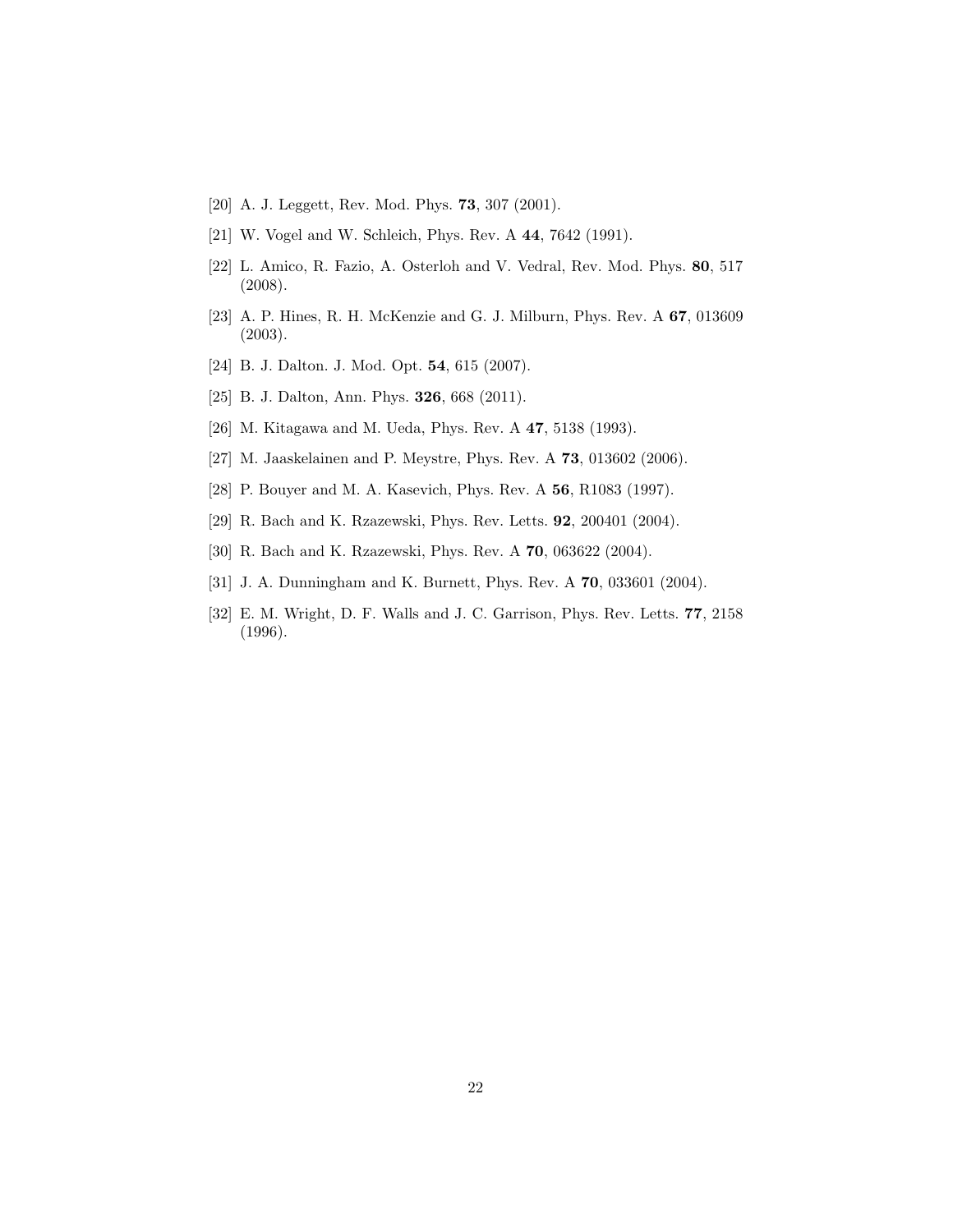[20] A. J. Leggett, Rev. Mod. Phys. **73**, 307 (2001).

[21] W. Vogel and W. Schleich, Phys. Rev. A **44**, 7642 (1991).

[22] L. Amico, R. Fazio, A. Osterloh and V. Vedral, Rev. Mod. Phys. **80**, 517 (2008).

[23] A. P. Hines, R. H. McKenzie and G. J. Milburn, Phys. Rev. A **67**, 013609 (2003).

[24] B. J. Dalton. J. Mod. Opt. **54**, 615 (2007).

[25] B. J. Dalton, Ann. Phys. **326**, 668 (2011).

[26] M. Kitagawa and M. Ueda, Phys. Rev. A **47**, 5138 (1993).

[27] M. Jaaskelainen and P. Meystre, Phys. Rev. A **73**, 013602 (2006).

[28] P. Bouyer and M. A. Kasevich, Phys. Rev. A **56**, R1083 (1997).

[29] R. Bach and K. Rzazewski, Phys. Rev. Letts. **92**, 200401 (2004).

[30] R. Bach and K. Rzazewski, Phys. Rev. A **70**, 063622 (2004).

[31] J. A. Dunningham and K. Burnett, Phys. Rev. A **70**, 033601 (2004).

[32] E. M. Wright, D. F. Walls and J. C. Garrison, Phys. Rev. Letts. **77**, 2158 (1996).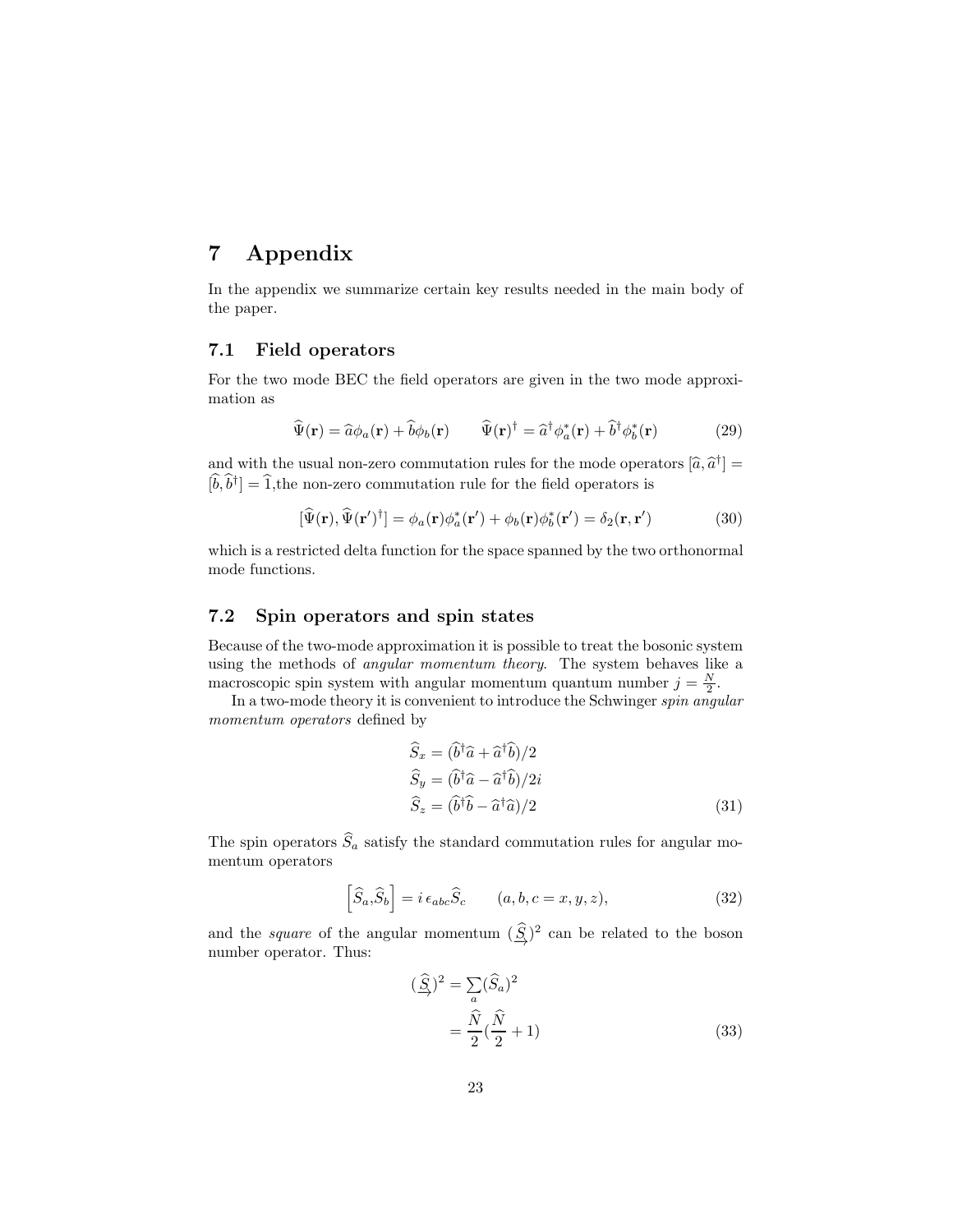# 7 Appendix

In the appendix we summarize certain key results needed in the main body of the paper.

## 7.1 Field operators

For the two mode BEC the field operators are given in the two mode approximation as

$$\widehat{\Psi}(\mathbf{r}) = \widehat{a}\phi_a(\mathbf{r}) + \widehat{b}\phi_b(\mathbf{r}) \qquad \widehat{\Psi}(\mathbf{r})^\dagger = \widehat{a}^\dagger\phi_a^*(\mathbf{r}) + \widehat{b}^\dagger\phi_b^*(\mathbf{r}) \tag{29}$$

and with the usual non-zero commutation rules for the mode operators $[\widehat{a}, \widehat{a}^\dagger] = [\widehat{b}, \widehat{b}^\dagger] = \widehat{1}$,the non-zero commutation rule for the field operators is

$$[\widehat{\Psi}(\mathbf{r}), \widehat{\Psi}(\mathbf{r}')^\dagger] = \phi_a(\mathbf{r})\phi_a^*(\mathbf{r}') + \phi_b(\mathbf{r})\phi_b^*(\mathbf{r}') = \delta_2(\mathbf{r}, \mathbf{r}') \tag{30}$$

which is a restricted delta function for the space spanned by the two orthonormal mode functions.

## 7.2 Spin operators and spin states

Because of the two-mode approximation it is possible to treat the bosonic system using the methods of *angular momentum theory*. The system behaves like a macroscopic spin system with angular momentum quantum number $j = \frac{N}{2}$.

In a two-mode theory it is convenient to introduce the Schwinger *spin angular momentum operators* defined by

$$\begin{aligned}
\widehat{S}_x &= (\widehat{b}^\dagger\widehat{a} + \widehat{a}^\dagger\widehat{b})/2 \\
\widehat{S}_y &= (\widehat{b}^\dagger\widehat{a} - \widehat{a}^\dagger\widehat{b})/2i \\
\widehat{S}_z &= (\widehat{b}^\dagger\widehat{b} - \widehat{a}^\dagger\widehat{a})/2
\end{aligned} \tag{31}$$

The spin operators $\widehat{S}_a$ satisfy the standard commutation rules for angular momentum operators

$$\left[\widehat{S}_a, \widehat{S}_b\right] = i\,\epsilon_{abc}\widehat{S}_c \qquad (a, b, c = x, y, z), \tag{32}$$

and the *square* of the angular momentum $(\underrightarrow{\widehat{S}})^2$ can be related to the boson number operator. Thus:

$$\begin{aligned}
(\underrightarrow{\widehat{S}})^2 &= \sum_a (\widehat{S}_a)^2 \\
&= \frac{\widehat{N}}{2}(\frac{\widehat{N}}{2} + 1)
\end{aligned} \tag{33}$$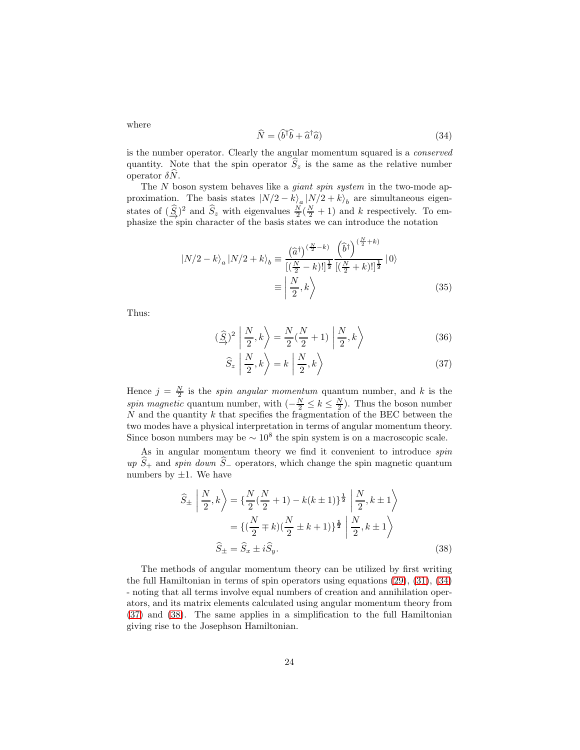where

$$\widehat{N} = (\widehat{b}^{\dagger}\widehat{b} + \widehat{a}^{\dagger}\widehat{a}) \tag{34}$$

is the number operator. Clearly the angular momentum squared is a *conserved* quantity. Note that the spin operator $\widehat{S}_z$ is the same as the relative number operator $\delta\widehat{N}$.

The $N$ boson system behaves like a *giant spin system* in the two-mode approximation. The basis states $|N/2-k\rangle_a |N/2+k\rangle_b$ are simultaneous eigenstates of $(\underset{\rightarrow}{\widehat{S}})^2$ and $\widehat{S}_z$ with eigenvalues $\frac{N}{2}(\frac{N}{2}+1)$ and $k$ respectively. To emphasize the spin character of the basis states we can introduce the notation

$$\begin{aligned} |N/2-k\rangle_a |N/2+k\rangle_b &\equiv \frac{(\widehat{a}^{\dagger})^{(\frac{N}{2}-k)}}{[(\frac{N}{2}-k)!]^{\frac{1}{2}}} \frac{\left(\widehat{b}^{\dagger}\right)^{(\frac{N}{2}+k)}}{[(\frac{N}{2}+k)!]^{\frac{1}{2}}} |0\rangle \\ &\equiv \left| \frac{N}{2}, k \right\rangle \end{aligned} \tag{35}$$

Thus:

$$(\underset{\rightarrow}{\widehat{S}})^2 \left| \frac{N}{2}, k \right\rangle = \frac{N}{2}(\frac{N}{2}+1) \left| \frac{N}{2}, k \right\rangle \tag{36}$$

$$\widehat{S}_z \left| \frac{N}{2}, k \right\rangle = k \left| \frac{N}{2}, k \right\rangle \tag{37}$$

Hence $j = \frac{N}{2}$ is the *spin angular momentum* quantum number, and $k$ is the *spin magnetic* quantum number, with $(-\frac{N}{2} \leq k \leq \frac{N}{2})$. Thus the boson number $N$ and the quantity $k$ that specifies the fragmentation of the BEC between the two modes have a physical interpretation in terms of angular momentum theory. Since boson numbers may be $\sim 10^8$ the spin system is on a macroscopic scale.

As in angular momentum theory we find it convenient to introduce *spin up* $\widehat{S}_+$ and *spin down* $\widehat{S}_-$ operators, which change the spin magnetic quantum numbers by $\pm 1$. We have

$$\begin{aligned} \widehat{S}_{\pm} \left| \frac{N}{2}, k \right\rangle &= \{\frac{N}{2}(\frac{N}{2}+1) - k(k \pm 1)\}^{\frac{1}{2}} \left| \frac{N}{2}, k \pm 1 \right\rangle \\ &= \{(\frac{N}{2} \mp k)(\frac{N}{2} \pm k + 1)\}^{\frac{1}{2}} \left| \frac{N}{2}, k \pm 1 \right\rangle \\ \widehat{S}_{\pm} &= \widehat{S}_x \pm i\widehat{S}_y. \end{aligned} \tag{38}$$

The methods of angular momentum theory can be utilized by first writing the full Hamiltonian in terms of spin operators using equations (29), (31), (34) - noting that all terms involve equal numbers of creation and annihilation operators, and its matrix elements calculated using angular momentum theory from (37) and (38). The same applies in a simplification to the full Hamiltonian giving rise to the Josephson Hamiltonian.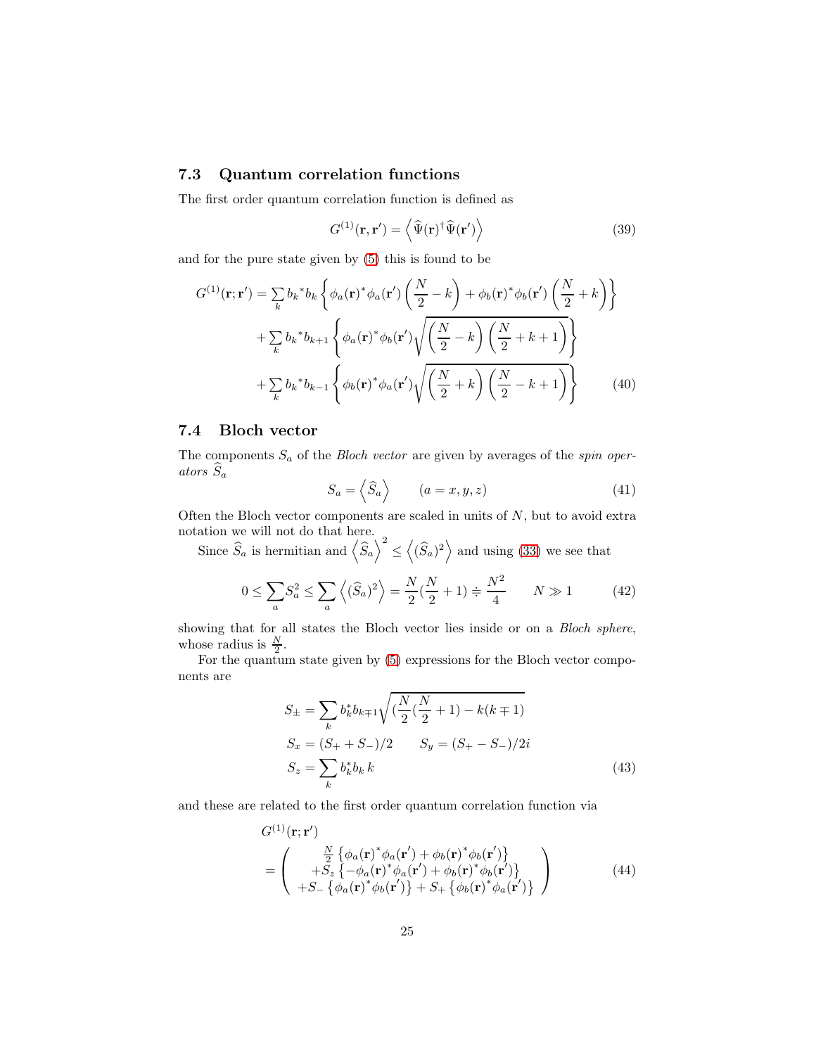### 7.3 Quantum correlation functions

The first order quantum correlation function is defined as

$$G^{(1)}(\mathbf{r}, \mathbf{r}') = \left\langle \widehat{\Psi}(\mathbf{r})^{\dagger} \widehat{\Psi}(\mathbf{r}') \right\rangle \tag{39}$$

and for the pure state given by (5) this is found to be

$$\begin{aligned}
G^{(1)}(\mathbf{r}; \mathbf{r}') &= \sum_k b_k{}^* b_k \left\{ \phi_a(\mathbf{r})^* \phi_a(\mathbf{r}') \left( \frac{N}{2} - k \right) + \phi_b(\mathbf{r})^* \phi_b(\mathbf{r}') \left( \frac{N}{2} + k \right) \right\} \\
&+ \sum_k b_k{}^* b_{k+1} \left\{ \phi_a(\mathbf{r})^* \phi_b(\mathbf{r}') \sqrt{\left( \frac{N}{2} - k \right) \left( \frac{N}{2} + k + 1 \right)} \right\} \\
&+ \sum_k b_k{}^* b_{k-1} \left\{ \phi_b(\mathbf{r})^* \phi_a(\mathbf{r}') \sqrt{\left( \frac{N}{2} + k \right) \left( \frac{N}{2} - k + 1 \right)} \right\}
\end{aligned} \tag{40}$$

### 7.4 Bloch vector

The components $S_a$ of the *Bloch vector* are given by averages of the *spin operators* $\widehat{S}_a$

$$S_a = \left\langle \widehat{S}_a \right\rangle \qquad (a = x, y, z) \tag{41}$$

Often the Bloch vector components are scaled in units of $N$, but to avoid extra notation we will not do that here.

Since $\widehat{S}_a$ is hermitian and $\left\langle \widehat{S}_a \right\rangle^2 \leq \left\langle (\widehat{S}_a)^2 \right\rangle$ and using (33) we see that

$$0 \leq \sum_a S_a^2 \leq \sum_a \left\langle (\widehat{S}_a)^2 \right\rangle = \frac{N}{2}(\frac{N}{2} + 1) \doteqdot \frac{N^2}{4} \qquad N \gg 1 \tag{42}$$

showing that for all states the Bloch vector lies inside or on a *Bloch sphere*, whose radius is $\frac{N}{2}$.

For the quantum state given by (5) expressions for the Bloch vector components are

$$\begin{aligned}
S_{\pm} &= \sum_k b_k^* b_{k \mp 1} \sqrt{(\frac{N}{2}(\frac{N}{2} + 1) - k(k \mp 1)} \\
S_x &= (S_+ + S_-)/2 \qquad S_y = (S_+ - S_-)/2i \\
S_z &= \sum_k b_k^* b_k \, k
\end{aligned} \tag{43}$$

and these are related to the first order quantum correlation function via

$$G^{(1)}(\mathbf{r}; \mathbf{r}') = \left( \begin{array}{c} \frac{N}{2} \left\{ \phi_a(\mathbf{r})^* \phi_a(\mathbf{r}') + \phi_b(\mathbf{r})^* \phi_b(\mathbf{r}') \right\} \\ + S_z \left\{ -\phi_a(\mathbf{r})^* \phi_a(\mathbf{r}') + \phi_b(\mathbf{r})^* \phi_b(\mathbf{r}') \right\} \\ + S_- \left\{ \phi_a(\mathbf{r})^* \phi_b(\mathbf{r}') \right\} + S_+ \left\{ \phi_b(\mathbf{r})^* \phi_a(\mathbf{r}') \right\} \end{array} \right) \tag{44}$$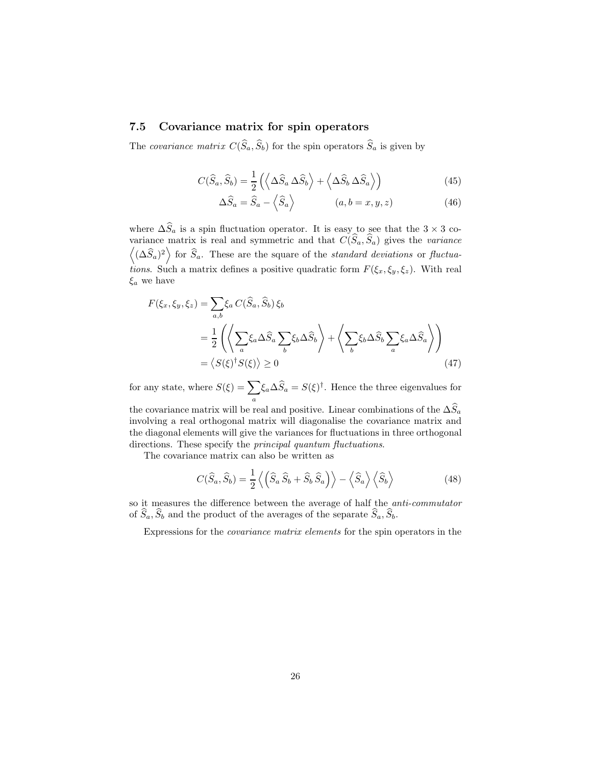### 7.5 Covariance matrix for spin operators

The *covariance matrix* $C(\widehat{S}_a, \widehat{S}_b)$ for the spin operators $\widehat{S}_a$ is given by

$$C(\widehat{S}_a, \widehat{S}_b) = \frac{1}{2}\left(\left\langle \Delta\widehat{S}_a\, \Delta\widehat{S}_b \right\rangle + \left\langle \Delta\widehat{S}_b\, \Delta\widehat{S}_a \right\rangle\right) \tag{45}$$

$$\Delta\widehat{S}_a = \widehat{S}_a - \left\langle \widehat{S}_a \right\rangle \qquad\qquad (a, b = x, y, z) \tag{46}$$

where $\Delta\widehat{S}_a$ is a spin fluctuation operator. It is easy to see that the $3 \times 3$ covariance matrix is real and symmetric and that $C(\widehat{S}_a, \widehat{S}_a)$ gives the *variance* $\left\langle (\Delta\widehat{S}_a)^2 \right\rangle$ for $\widehat{S}_a$. These are the square of the *standard deviations* or *fluctuations*. Such a matrix defines a positive quadratic form $F(\xi_x, \xi_y, \xi_z)$. With real $\xi_a$ we have

$$\begin{aligned}
F(\xi_x, \xi_y, \xi_z) &= \sum_{a,b} \xi_a\, C(\widehat{S}_a, \widehat{S}_b)\, \xi_b \\
&= \frac{1}{2}\left(\left\langle \sum_a \xi_a \Delta\widehat{S}_a \sum_b \xi_b \Delta\widehat{S}_b \right\rangle + \left\langle \sum_b \xi_b \Delta\widehat{S}_b \sum_a \xi_a \Delta\widehat{S}_a \right\rangle\right) \\
&= \left\langle S(\xi)^\dagger S(\xi) \right\rangle \geq 0
\end{aligned} \tag{47}$$

for any state, where $S(\xi) = \sum_a \xi_a \Delta\widehat{S}_a = S(\xi)^\dagger$. Hence the three eigenvalues for the covariance matrix will be real and positive. Linear combinations of the $\Delta\widehat{S}_a$ involving a real orthogonal matrix will diagonalise the covariance matrix and the diagonal elements will give the variances for fluctuations in three orthogonal directions. These specify the *principal quantum fluctuations*.

The covariance matrix can also be written as

$$C(\widehat{S}_a, \widehat{S}_b) = \frac{1}{2}\left\langle \left(\widehat{S}_a\, \widehat{S}_b + \widehat{S}_b\, \widehat{S}_a\right) \right\rangle - \left\langle \widehat{S}_a \right\rangle \left\langle \widehat{S}_b \right\rangle \tag{48}$$

so it measures the difference between the average of half the *anti-commutator* of $\widehat{S}_a, \widehat{S}_b$ and the product of the averages of the separate $\widehat{S}_a, \widehat{S}_b$.

Expressions for the *covariance matrix elements* for the spin operators in the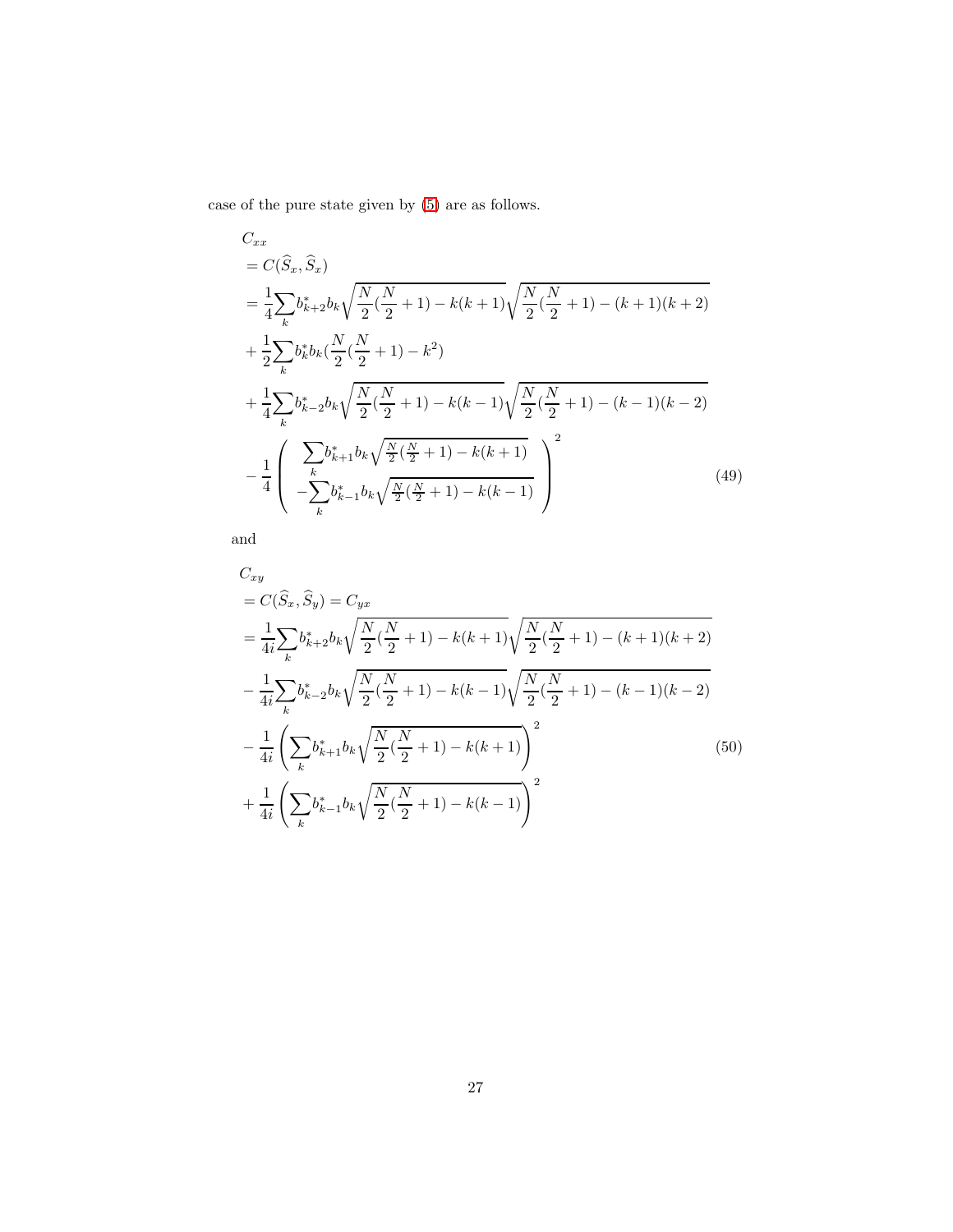case of the pure state given by (5) are as follows.

$$
\begin{aligned}
& C_{xx} \\
& = C(\widehat{S}_x, \widehat{S}_x) \\
& = \frac{1}{4}\sum_k b_{k+2}^* b_k \sqrt{\frac{N}{2}(\frac{N}{2}+1) - k(k+1)} \sqrt{\frac{N}{2}(\frac{N}{2}+1) - (k+1)(k+2)} \\
& + \frac{1}{2}\sum_k b_k^* b_k (\frac{N}{2}(\frac{N}{2}+1) - k^2) \\
& + \frac{1}{4}\sum_k b_{k-2}^* b_k \sqrt{\frac{N}{2}(\frac{N}{2}+1) - k(k-1)} \sqrt{\frac{N}{2}(\frac{N}{2}+1) - (k-1)(k-2)} \\
& - \frac{1}{4} \left( \begin{array}{c} \sum_k b_{k+1}^* b_k \sqrt{\frac{N}{2}(\frac{N}{2}+1) - k(k+1)} \\ - \sum_k b_{k-1}^* b_k \sqrt{\frac{N}{2}(\frac{N}{2}+1) - k(k-1)} \end{array} \right)^2
\end{aligned}
\tag{49}
$$

and

$$
\begin{aligned}
& C_{xy} \\
& = C(\widehat{S}_x, \widehat{S}_y) = C_{yx} \\
& = \frac{1}{4i}\sum_k b_{k+2}^* b_k \sqrt{\frac{N}{2}(\frac{N}{2}+1) - k(k+1)} \sqrt{\frac{N}{2}(\frac{N}{2}+1) - (k+1)(k+2)} \\
& - \frac{1}{4i}\sum_k b_{k-2}^* b_k \sqrt{\frac{N}{2}(\frac{N}{2}+1) - k(k-1)} \sqrt{\frac{N}{2}(\frac{N}{2}+1) - (k-1)(k-2)} \\
& - \frac{1}{4i} \left( \sum_k b_{k+1}^* b_k \sqrt{\frac{N}{2}(\frac{N}{2}+1) - k(k+1)} \right)^2 \\
& + \frac{1}{4i} \left( \sum_k b_{k-1}^* b_k \sqrt{\frac{N}{2}(\frac{N}{2}+1) - k(k-1)} \right)^2
\end{aligned}
\tag{50}
$$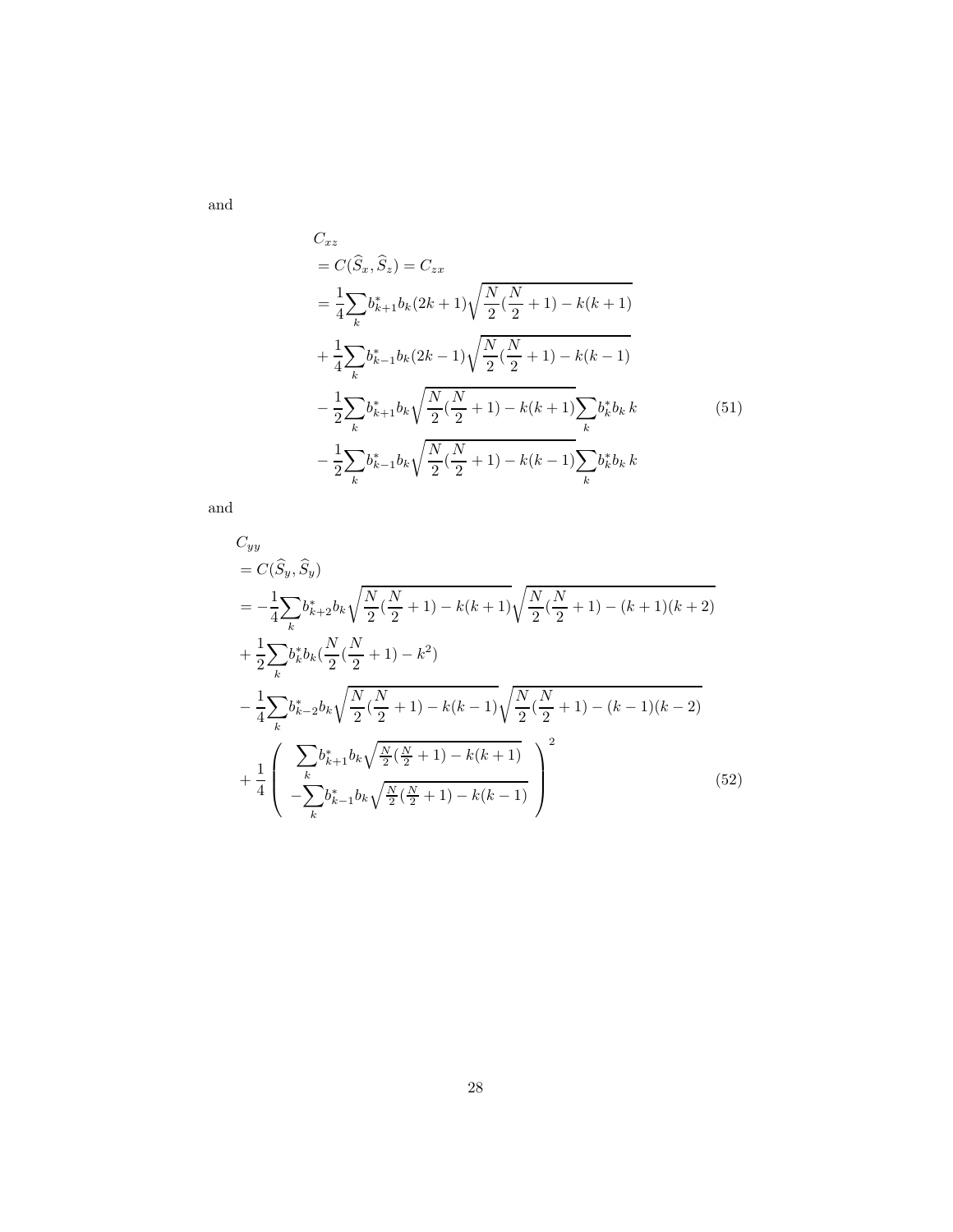and

$$
\begin{aligned}
& C_{xz} \\
& = C(\widehat{S}_x, \widehat{S}_z) = C_{zx} \\
& = \frac{1}{4}\sum_k b_{k+1}^* b_k (2k+1)\sqrt{\frac{N}{2}(\frac{N}{2}+1) - k(k+1)} \\
& + \frac{1}{4}\sum_k b_{k-1}^* b_k (2k-1)\sqrt{\frac{N}{2}(\frac{N}{2}+1) - k(k-1)} \\
& - \frac{1}{2}\sum_k b_{k+1}^* b_k \sqrt{\frac{N}{2}(\frac{N}{2}+1) - k(k+1)}\sum_k b_k^* b_k \, k \\
& - \frac{1}{2}\sum_k b_{k-1}^* b_k \sqrt{\frac{N}{2}(\frac{N}{2}+1) - k(k-1)}\sum_k b_k^* b_k \, k
\end{aligned}
\tag{51}
$$

and

$$
\begin{aligned}
& C_{yy} \\
& = C(\widehat{S}_y, \widehat{S}_y) \\
& = -\frac{1}{4}\sum_k b_{k+2}^* b_k \sqrt{\frac{N}{2}(\frac{N}{2}+1) - k(k+1)}\sqrt{\frac{N}{2}(\frac{N}{2}+1) - (k+1)(k+2)} \\
& + \frac{1}{2}\sum_k b_k^* b_k (\frac{N}{2}(\frac{N}{2}+1) - k^2) \\
& - \frac{1}{4}\sum_k b_{k-2}^* b_k \sqrt{\frac{N}{2}(\frac{N}{2}+1) - k(k-1)}\sqrt{\frac{N}{2}(\frac{N}{2}+1) - (k-1)(k-2)} \\
& + \frac{1}{4}\left( \begin{array}{c} \sum_k b_{k+1}^* b_k \sqrt{\frac{N}{2}(\frac{N}{2}+1) - k(k+1)} \\ -\sum_k b_{k-1}^* b_k \sqrt{\frac{N}{2}(\frac{N}{2}+1) - k(k-1)} \end{array} \right)^2
\end{aligned}
\tag{52}
$$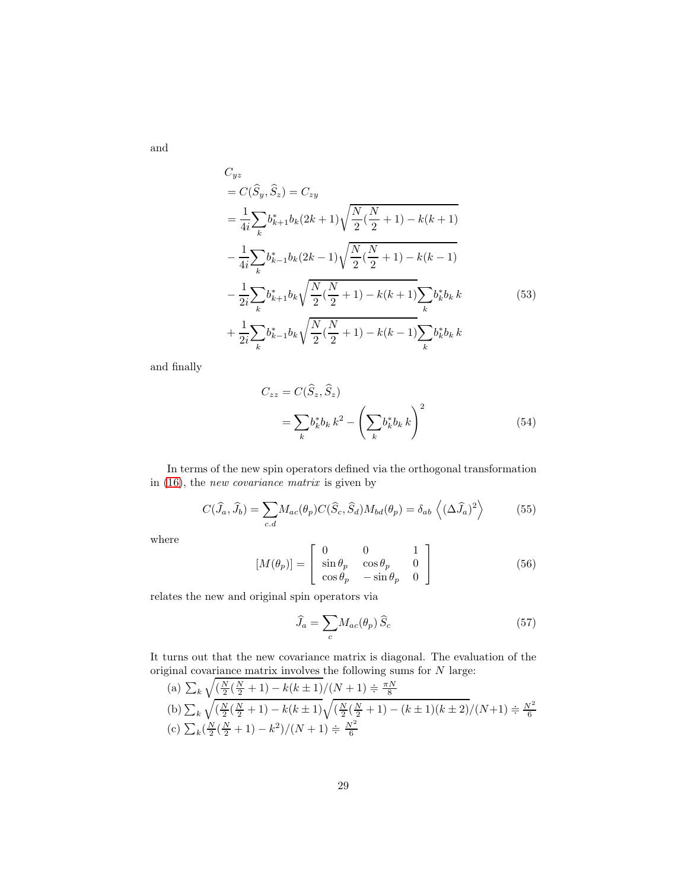and

$$
\begin{aligned}
& C_{yz} \\
&= C(\widehat{S}_y, \widehat{S}_z) = C_{zy} \\
&= \frac{1}{4i}\sum_k b_{k+1}^* b_k (2k+1)\sqrt{\frac{N}{2}(\frac{N}{2}+1) - k(k+1)} \\
&- \frac{1}{4i}\sum_k b_{k-1}^* b_k (2k-1)\sqrt{\frac{N}{2}(\frac{N}{2}+1) - k(k-1)} \\
&- \frac{1}{2i}\sum_k b_{k+1}^* b_k \sqrt{\frac{N}{2}(\frac{N}{2}+1) - k(k+1)}\sum_k b_k^* b_k\, k \\
&+ \frac{1}{2i}\sum_k b_{k-1}^* b_k \sqrt{\frac{N}{2}(\frac{N}{2}+1) - k(k-1)}\sum_k b_k^* b_k\, k
\end{aligned} \tag{53}
$$

and finally

$$
\begin{aligned}
C_{zz} &= C(\widehat{S}_z, \widehat{S}_z) \\
&= \sum_k b_k^* b_k\, k^2 - \left(\sum_k b_k^* b_k\, k\right)^2
\end{aligned} \tag{54}
$$

In terms of the new spin operators defined via the orthogonal transformation in (16), the *new covariance matrix* is given by

$$
C(\widehat{J}_a, \widehat{J}_b) = \sum_{c.d} M_{ac}(\theta_p) C(\widehat{S}_c, \widehat{S}_d) M_{bd}(\theta_p) = \delta_{ab} \left\langle (\Delta \widehat{J}_a)^2 \right\rangle \tag{55}
$$

where

$$
[M(\theta_p)] = \left[ \begin{array}{ccc} 0 & 0 & 1 \\ \sin\theta_p & \cos\theta_p & 0 \\ \cos\theta_p & -\sin\theta_p & 0 \end{array} \right] \tag{56}
$$

relates the new and original spin operators via

$$
\widehat{J}_a = \sum_c M_{ac}(\theta_p)\, \widehat{S}_c \tag{57}
$$

It turns out that the new covariance matrix is diagonal. The evaluation of the original covariance matrix involves the following sums for $N$ large:

(a) $\sum_k \sqrt{(\frac{N}{2}(\frac{N}{2}+1) - k(k \pm 1)}/(N+1) \doteqdot \frac{\pi N}{8}$

(b) $\sum_k \sqrt{(\frac{N}{2}(\frac{N}{2}+1) - k(k \pm 1)}\sqrt{(\frac{N}{2}(\frac{N}{2}+1) - (k \pm 1)(k \pm 2)}/(N+1) \doteqdot \frac{N^2}{6}$

(c) $\sum_k (\frac{N}{2}(\frac{N}{2}+1) - k^2)/(N+1) \doteqdot \frac{N^2}{6}$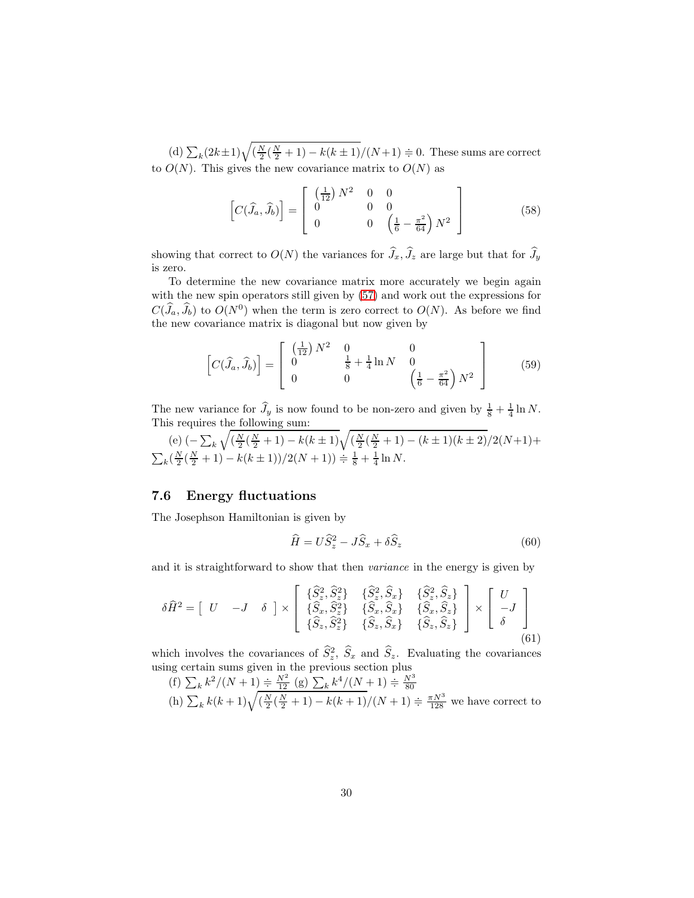(d) $\sum_k (2k\pm1)\sqrt{(\frac{N}{2}(\frac{N}{2}+1)-k(k\pm1)}/(N+1) \doteqdot 0$. These sums are correct to $O(N)$. This gives the new covariance matrix to $O(N)$ as

$$\left[C(\widehat{J}_a,\widehat{J}_b)\right] = \left[\begin{array}{lll} \left(\frac{1}{12}\right)N^2 & 0 & 0 \\ 0 & 0 & 0 \\ 0 & 0 & \left(\frac{1}{6}-\frac{\pi^2}{64}\right)N^2 \end{array}\right] \tag{58}$$

showing that correct to $O(N)$ the variances for $\widehat{J}_x, \widehat{J}_z$ are large but that for $\widehat{J}_y$ is zero.

To determine the new covariance matrix more accurately we begin again with the new spin operators still given by (57) and work out the expressions for $C(\widehat{J}_a,\widehat{J}_b)$ to $O(N^0)$ when the term is zero correct to $O(N)$. As before we find the new covariance matrix is diagonal but now given by

$$\left[C(\widehat{J}_a,\widehat{J}_b)\right] = \left[\begin{array}{lll} \left(\frac{1}{12}\right)N^2 & 0 & 0 \\ 0 & \frac{1}{8}+\frac{1}{4}\ln N & 0 \\ 0 & 0 & \left(\frac{1}{6}-\frac{\pi^2}{64}\right)N^2 \end{array}\right] \tag{59}$$

The new variance for $\widehat{J}_y$ is now found to be non-zero and given by $\frac{1}{8}+\frac{1}{4}\ln N$. This requires the following sum:

(e) $(-\sum_k \sqrt{(\frac{N}{2}(\frac{N}{2}+1)-k(k\pm1)}\sqrt{(\frac{N}{2}(\frac{N}{2}+1)-(k\pm1)(k\pm2)}/2(N+1)+\sum_k(\frac{N}{2}(\frac{N}{2}+1)-k(k\pm1))/2(N+1)) \doteqdot \frac{1}{8}+\frac{1}{4}\ln N$.

### 7.6 Energy fluctuations

The Josephson Hamiltonian is given by

$$\widehat{H} = U\widehat{S}_z^2 - J\widehat{S}_x + \delta\widehat{S}_z \tag{60}$$

and it is straightforward to show that then *variance* in the energy is given by

$$\delta\widehat{H}^2 = \left[\begin{array}{lll} U & -J & \delta \end{array}\right] \times \left[\begin{array}{lll} \{\widehat{S}_z^2,\widehat{S}_z^2\} & \{\widehat{S}_z^2,\widehat{S}_x\} & \{\widehat{S}_z^2,\widehat{S}_z\} \\ \{\widehat{S}_x,\widehat{S}_z^2\} & \{\widehat{S}_x,\widehat{S}_x\} & \{\widehat{S}_x,\widehat{S}_z\} \\ \{\widehat{S}_z,\widehat{S}_z^2\} & \{\widehat{S}_z,\widehat{S}_x\} & \{\widehat{S}_z,\widehat{S}_z\} \end{array}\right] \times \left[\begin{array}{l} U \\ -J \\ \delta \end{array}\right] \tag{61}$$

which involves the covariances of $\widehat{S}_z^2$, $\widehat{S}_x$ and $\widehat{S}_z$. Evaluating the covariances using certain sums given in the previous section plus

(f) $\sum_k k^2/(N+1) \doteqdot \frac{N^2}{12}$ (g) $\sum_k k^4/(N+1) \doteqdot \frac{N^3}{80}$

(h) $\sum_k k(k+1)\sqrt{(\frac{N}{2}(\frac{N}{2}+1)-k(k+1)}/(N+1) \doteqdot \frac{\pi N^3}{128}$ we have correct to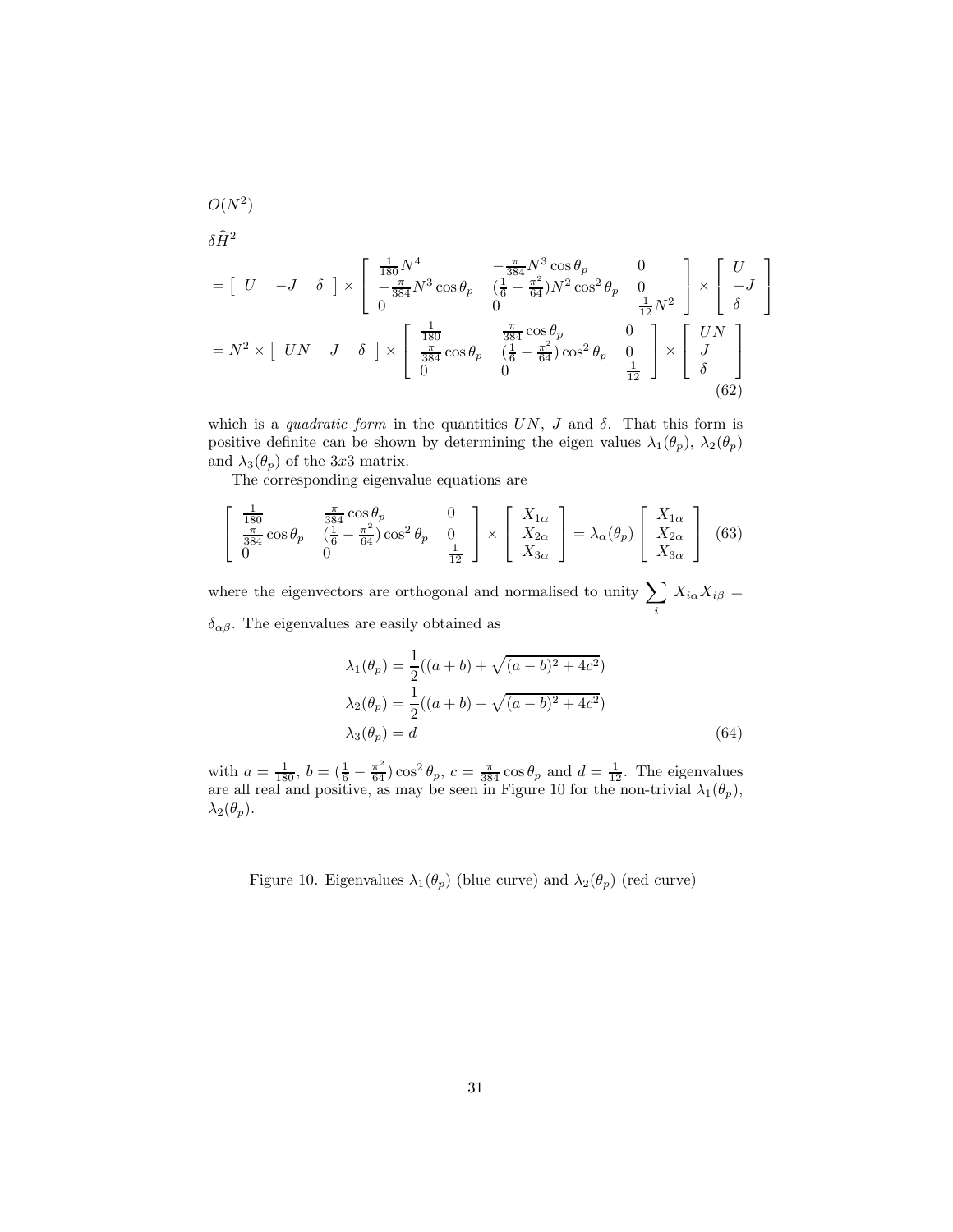$O(N^2)$

$\delta \widehat{H}^2$

$$
= \left[ \begin{array}{ccc} U & -J & \delta \end{array} \right] \times \left[ \begin{array}{ccc} \frac{1}{180}N^4 & -\frac{\pi}{384}N^3 \cos\theta_p & 0 \\ -\frac{\pi}{384}N^3 \cos\theta_p & (\frac{1}{6} - \frac{\pi^2}{64})N^2 \cos^2\theta_p & 0 \\ 0 & 0 & \frac{1}{12}N^2 \end{array} \right] \times \left[ \begin{array}{c} U \\ -J \\ \delta \end{array} \right]
$$

$$
= N^2 \times \left[ \begin{array}{ccc} UN & J & \delta \end{array} \right] \times \left[ \begin{array}{ccc} \frac{1}{180} & \frac{\pi}{384} \cos\theta_p & 0 \\ \frac{\pi}{384} \cos\theta_p & (\frac{1}{6} - \frac{\pi^2}{64}) \cos^2\theta_p & 0 \\ 0 & 0 & \frac{1}{12} \end{array} \right] \times \left[ \begin{array}{c} UN \\ J \\ \delta \end{array} \right] \tag{62}
$$

which is a *quadratic form* in the quantities $UN$, $J$ and $\delta$. That this form is positive definite can be shown by determining the eigen values $\lambda_1(\theta_p)$, $\lambda_2(\theta_p)$ and $\lambda_3(\theta_p)$ of the $3x3$ matrix.

The corresponding eigenvalue equations are

$$
\left[ \begin{array}{ccc} \frac{1}{180} & \frac{\pi}{384} \cos\theta_p & 0 \\ \frac{\pi}{384} \cos\theta_p & (\frac{1}{6} - \frac{\pi^2}{64}) \cos^2\theta_p & 0 \\ 0 & 0 & \frac{1}{12} \end{array} \right] \times \left[ \begin{array}{c} X_{1\alpha} \\ X_{2\alpha} \\ X_{3\alpha} \end{array} \right] = \lambda_\alpha(\theta_p) \left[ \begin{array}{c} X_{1\alpha} \\ X_{2\alpha} \\ X_{3\alpha} \end{array} \right] \tag{63}
$$

where the eigenvectors are orthogonal and normalised to unity $\sum_i X_{i\alpha} X_{i\beta} = \delta_{\alpha\beta}$. The eigenvalues are easily obtained as

$$
\begin{aligned}
\lambda_1(\theta_p) &= \frac{1}{2}((a+b) + \sqrt{(a-b)^2 + 4c^2}) \\
\lambda_2(\theta_p) &= \frac{1}{2}((a+b) - \sqrt{(a-b)^2 + 4c^2}) \\
\lambda_3(\theta_p) &= d
\end{aligned} \tag{64}
$$

with $a = \frac{1}{180}$, $b = (\frac{1}{6} - \frac{\pi^2}{64}) \cos^2\theta_p$, $c = \frac{\pi}{384} \cos\theta_p$ and $d = \frac{1}{12}$. The eigenvalues are all real and positive, as may be seen in Figure 10 for the non-trivial $\lambda_1(\theta_p)$, $\lambda_2(\theta_p)$.

Figure 10. Eigenvalues $\lambda_1(\theta_p)$ (blue curve) and $\lambda_2(\theta_p)$ (red curve)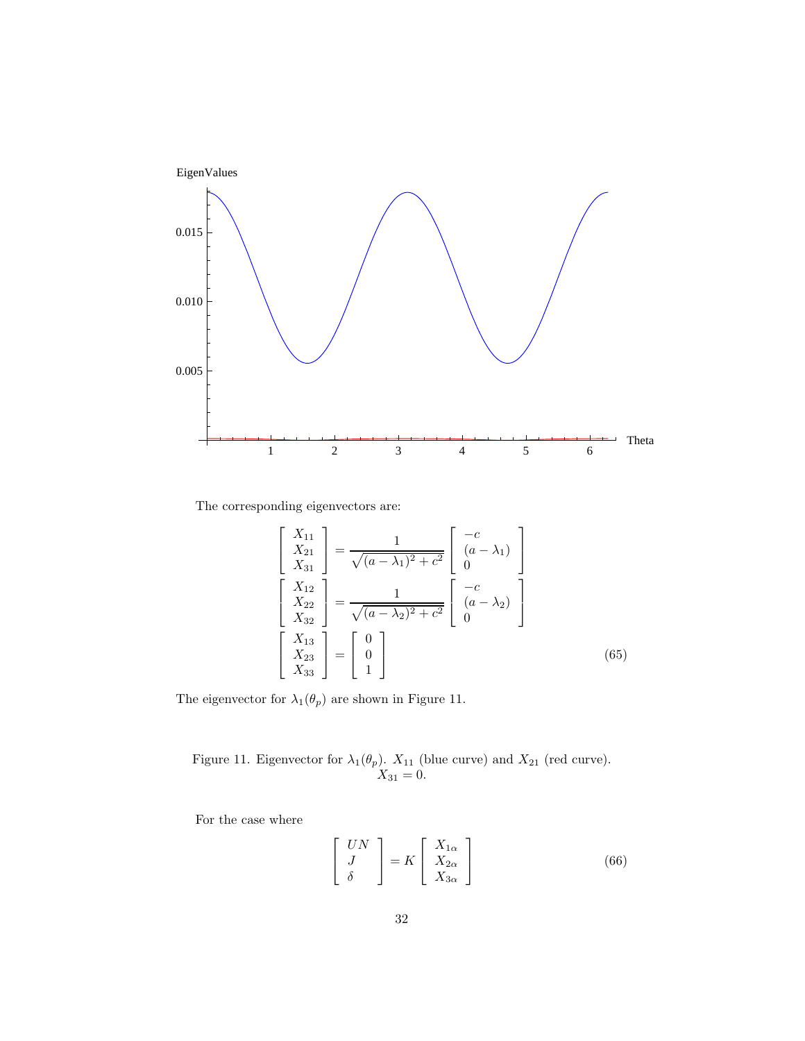The corresponding eigenvectors are:

$$
\begin{aligned}
\begin{bmatrix} X_{11} \\ X_{21} \\ X_{31} \end{bmatrix} &= \frac{1}{\sqrt{(a-\lambda_1)^2 + c^2}} \begin{bmatrix} -c \\ (a-\lambda_1) \\ 0 \end{bmatrix} \\
\begin{bmatrix} X_{12} \\ X_{22} \\ X_{32} \end{bmatrix} &= \frac{1}{\sqrt{(a-\lambda_2)^2 + c^2}} \begin{bmatrix} -c \\ (a-\lambda_2) \\ 0 \end{bmatrix} \\
\begin{bmatrix} X_{13} \\ X_{23} \\ X_{33} \end{bmatrix} &= \begin{bmatrix} 0 \\ 0 \\ 1 \end{bmatrix}
\end{aligned}
\tag{65}
$$

The eigenvector for $\lambda_1(\theta_p)$ are shown in Figure 11.

Figure 11. Eigenvector for $\lambda_1(\theta_p)$. $X_{11}$ (blue curve) and $X_{21}$ (red curve). $X_{31} = 0$.

For the case where

$$
\begin{bmatrix} UN \\ J \\ \delta \end{bmatrix} = K \begin{bmatrix} X_{1\alpha} \\ X_{2\alpha} \\ X_{3\alpha} \end{bmatrix} \tag{66}
$$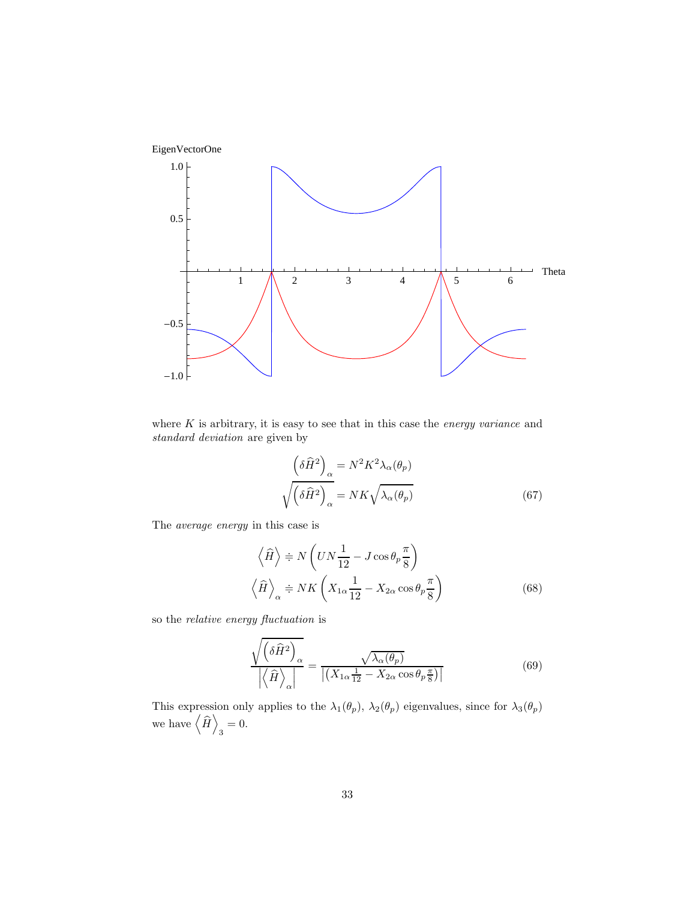EigenVectorOne

1.0

0.5

−0.5

−1.0

1 2 3 4 5 6

Theta

where $K$ is arbitrary, it is easy to see that in this case the *energy variance* and *standard deviation* are given by

$$
\begin{aligned}
\left(\delta \widehat{H}^2\right)_\alpha &= N^2 K^2 \lambda_\alpha(\theta_p) \\
\sqrt{\left(\delta \widehat{H}^2\right)_\alpha} &= NK\sqrt{\lambda_\alpha(\theta_p)}
\end{aligned}
\tag{67}
$$

The *average energy* in this case is

$$
\begin{aligned}
\left\langle \widehat{H} \right\rangle &\doteq N\left(UN\frac{1}{12} - J\cos\theta_p \frac{\pi}{8}\right) \\
\left\langle \widehat{H} \right\rangle_\alpha &\doteq NK\left(X_{1\alpha}\frac{1}{12} - X_{2\alpha}\cos\theta_p \frac{\pi}{8}\right)
\end{aligned}
\tag{68}
$$

so the *relative energy fluctuation* is

$$
\frac{\sqrt{\left(\delta \widehat{H}^2\right)_\alpha}}{\left|\left\langle \widehat{H} \right\rangle_\alpha\right|} = \frac{\sqrt{\lambda_\alpha(\theta_p)}}{\left|\left(X_{1\alpha}\frac{1}{12} - X_{2\alpha}\cos\theta_p \frac{\pi}{8}\right)\right|}
\tag{69}
$$

This expression only applies to the $\lambda_1(\theta_p)$, $\lambda_2(\theta_p)$ eigenvalues, since for $\lambda_3(\theta_p)$ we have $\left\langle \widehat{H} \right\rangle_3 = 0$.